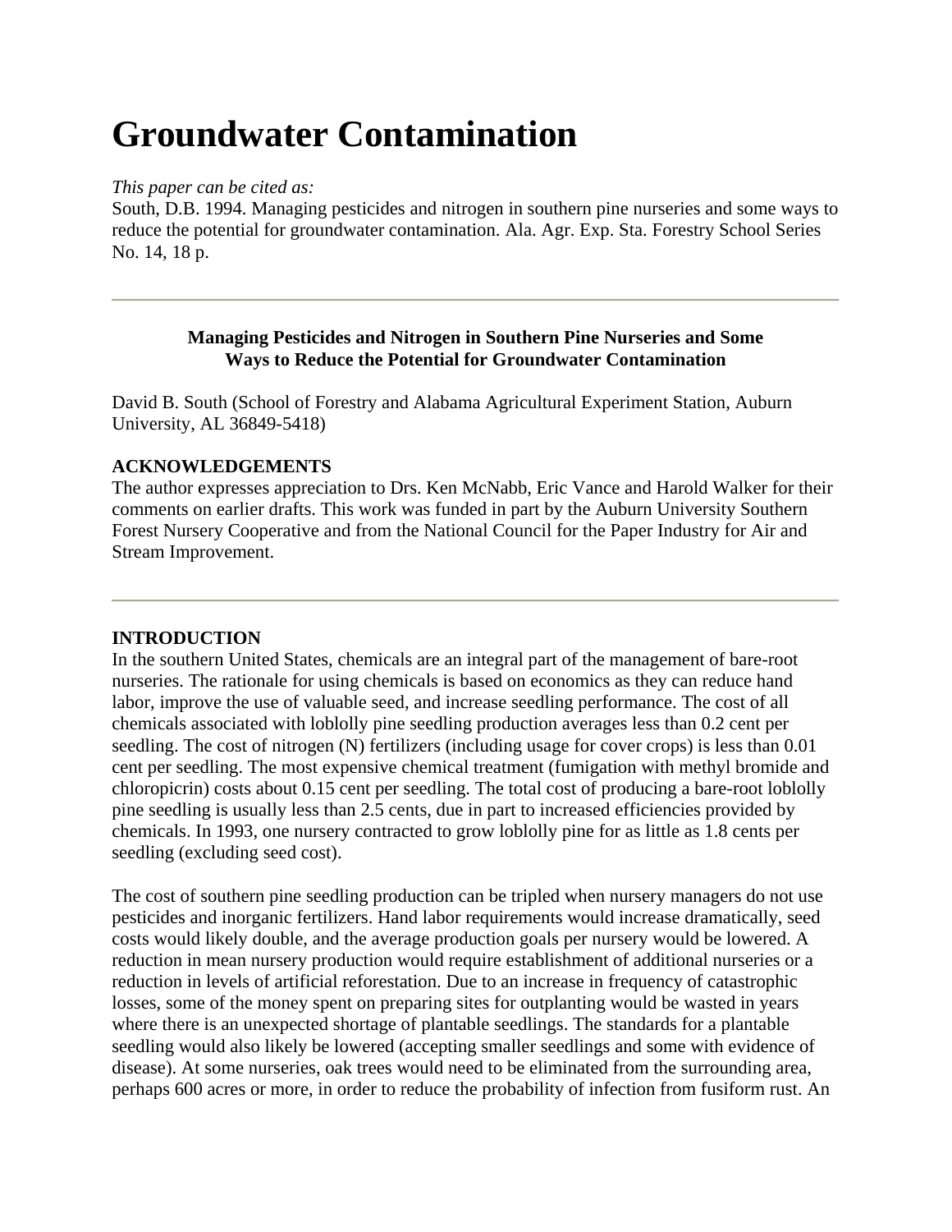# Groundwater Contamination

*This paper can be cited as:*
South, D.B. 1994. Managing pesticides and nitrogen in southern pine nurseries and some ways to reduce the potential for groundwater contamination. Ala. Agr. Exp. Sta. Forestry School Series No. 14, 18 p.

---

**Managing Pesticides and Nitrogen in Southern Pine Nurseries and Some Ways to Reduce the Potential for Groundwater Contamination**

David B. South (School of Forestry and Alabama Agricultural Experiment Station, Auburn University, AL 36849-5418)

**ACKNOWLEDGEMENTS**
The author expresses appreciation to Drs. Ken McNabb, Eric Vance and Harold Walker for their comments on earlier drafts. This work was funded in part by the Auburn University Southern Forest Nursery Cooperative and from the National Council for the Paper Industry for Air and Stream Improvement.

---

**INTRODUCTION**
In the southern United States, chemicals are an integral part of the management of bare-root nurseries. The rationale for using chemicals is based on economics as they can reduce hand labor, improve the use of valuable seed, and increase seedling performance. The cost of all chemicals associated with loblolly pine seedling production averages less than 0.2 cent per seedling. The cost of nitrogen (N) fertilizers (including usage for cover crops) is less than 0.01 cent per seedling. The most expensive chemical treatment (fumigation with methyl bromide and chloropicrin) costs about 0.15 cent per seedling. The total cost of producing a bare-root loblolly pine seedling is usually less than 2.5 cents, due in part to increased efficiencies provided by chemicals. In 1993, one nursery contracted to grow loblolly pine for as little as 1.8 cents per seedling (excluding seed cost).

The cost of southern pine seedling production can be tripled when nursery managers do not use pesticides and inorganic fertilizers. Hand labor requirements would increase dramatically, seed costs would likely double, and the average production goals per nursery would be lowered. A reduction in mean nursery production would require establishment of additional nurseries or a reduction in levels of artificial reforestation. Due to an increase in frequency of catastrophic losses, some of the money spent on preparing sites for outplanting would be wasted in years where there is an unexpected shortage of plantable seedlings. The standards for a plantable seedling would also likely be lowered (accepting smaller seedlings and some with evidence of disease). At some nurseries, oak trees would need to be eliminated from the surrounding area, perhaps 600 acres or more, in order to reduce the probability of infection from fusiform rust. An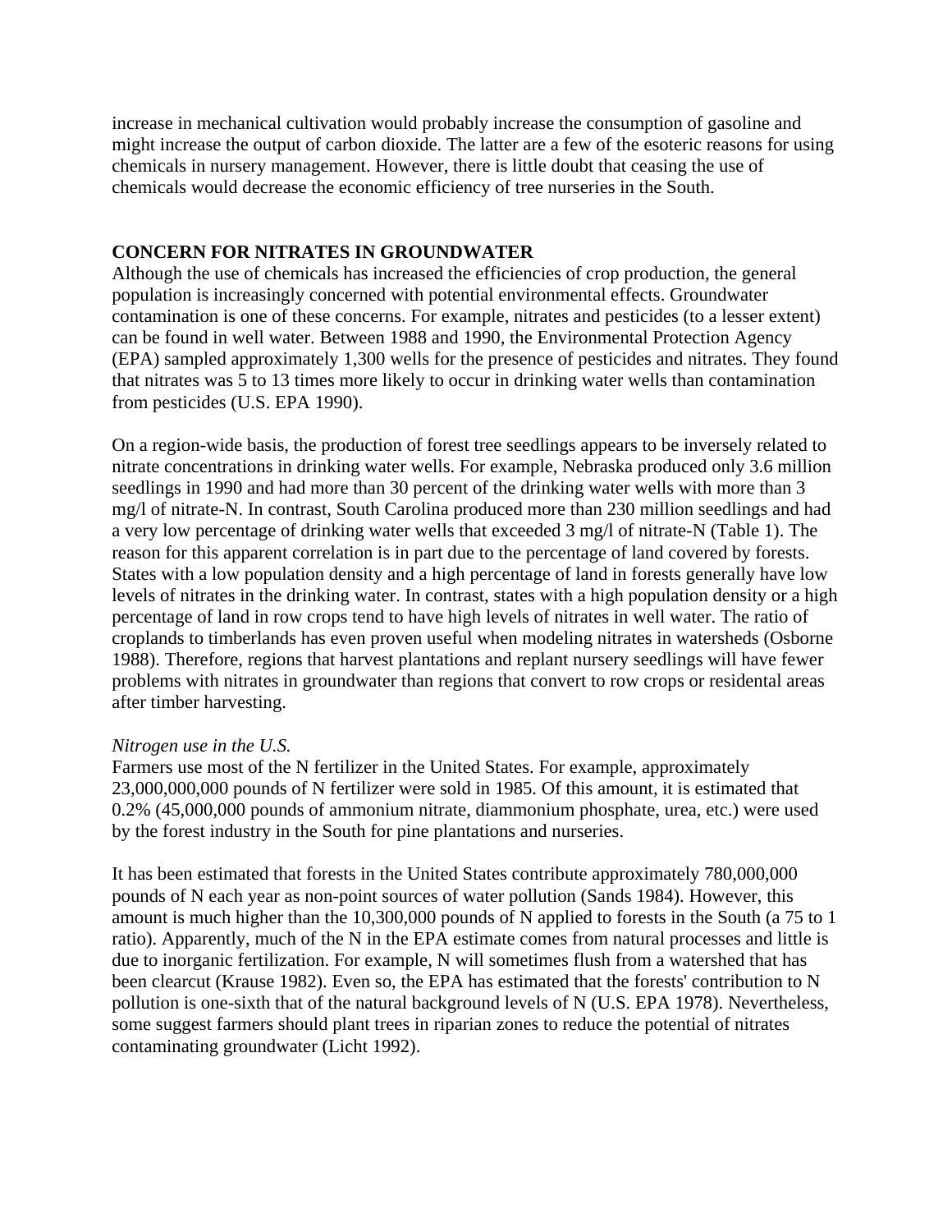increase in mechanical cultivation would probably increase the consumption of gasoline and might increase the output of carbon dioxide. The latter are a few of the esoteric reasons for using chemicals in nursery management. However, there is little doubt that ceasing the use of chemicals would decrease the economic efficiency of tree nurseries in the South.

## CONCERN FOR NITRATES IN GROUNDWATER

Although the use of chemicals has increased the efficiencies of crop production, the general population is increasingly concerned with potential environmental effects. Groundwater contamination is one of these concerns. For example, nitrates and pesticides (to a lesser extent) can be found in well water. Between 1988 and 1990, the Environmental Protection Agency (EPA) sampled approximately 1,300 wells for the presence of pesticides and nitrates. They found that nitrates was 5 to 13 times more likely to occur in drinking water wells than contamination from pesticides (U.S. EPA 1990).

On a region-wide basis, the production of forest tree seedlings appears to be inversely related to nitrate concentrations in drinking water wells. For example, Nebraska produced only 3.6 million seedlings in 1990 and had more than 30 percent of the drinking water wells with more than 3 mg/l of nitrate-N. In contrast, South Carolina produced more than 230 million seedlings and had a very low percentage of drinking water wells that exceeded 3 mg/l of nitrate-N (Table 1). The reason for this apparent correlation is in part due to the percentage of land covered by forests. States with a low population density and a high percentage of land in forests generally have low levels of nitrates in the drinking water. In contrast, states with a high population density or a high percentage of land in row crops tend to have high levels of nitrates in well water. The ratio of croplands to timberlands has even proven useful when modeling nitrates in watersheds (Osborne 1988). Therefore, regions that harvest plantations and replant nursery seedlings will have fewer problems with nitrates in groundwater than regions that convert to row crops or residental areas after timber harvesting.

*Nitrogen use in the U.S.*

Farmers use most of the N fertilizer in the United States. For example, approximately 23,000,000,000 pounds of N fertilizer were sold in 1985. Of this amount, it is estimated that 0.2% (45,000,000 pounds of ammonium nitrate, diammonium phosphate, urea, etc.) were used by the forest industry in the South for pine plantations and nurseries.

It has been estimated that forests in the United States contribute approximately 780,000,000 pounds of N each year as non-point sources of water pollution (Sands 1984). However, this amount is much higher than the 10,300,000 pounds of N applied to forests in the South (a 75 to 1 ratio). Apparently, much of the N in the EPA estimate comes from natural processes and little is due to inorganic fertilization. For example, N will sometimes flush from a watershed that has been clearcut (Krause 1982). Even so, the EPA has estimated that the forests' contribution to N pollution is one-sixth that of the natural background levels of N (U.S. EPA 1978). Nevertheless, some suggest farmers should plant trees in riparian zones to reduce the potential of nitrates contaminating groundwater (Licht 1992).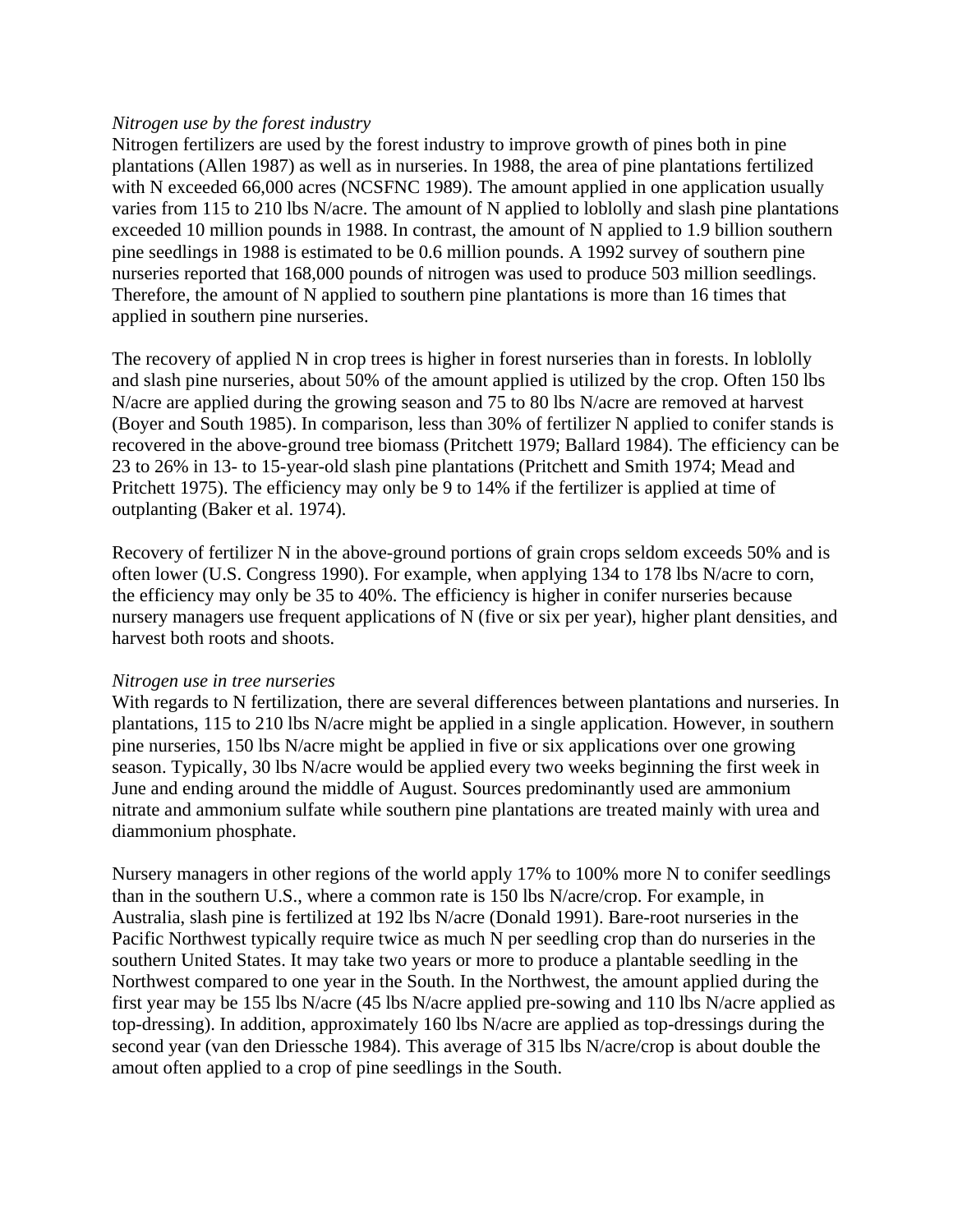*Nitrogen use by the forest industry*

Nitrogen fertilizers are used by the forest industry to improve growth of pines both in pine plantations (Allen 1987) as well as in nurseries. In 1988, the area of pine plantations fertilized with N exceeded 66,000 acres (NCSFNC 1989). The amount applied in one application usually varies from 115 to 210 lbs N/acre. The amount of N applied to loblolly and slash pine plantations exceeded 10 million pounds in 1988. In contrast, the amount of N applied to 1.9 billion southern pine seedlings in 1988 is estimated to be 0.6 million pounds. A 1992 survey of southern pine nurseries reported that 168,000 pounds of nitrogen was used to produce 503 million seedlings. Therefore, the amount of N applied to southern pine plantations is more than 16 times that applied in southern pine nurseries.

The recovery of applied N in crop trees is higher in forest nurseries than in forests. In loblolly and slash pine nurseries, about 50% of the amount applied is utilized by the crop. Often 150 lbs N/acre are applied during the growing season and 75 to 80 lbs N/acre are removed at harvest (Boyer and South 1985). In comparison, less than 30% of fertilizer N applied to conifer stands is recovered in the above-ground tree biomass (Pritchett 1979; Ballard 1984). The efficiency can be 23 to 26% in 13- to 15-year-old slash pine plantations (Pritchett and Smith 1974; Mead and Pritchett 1975). The efficiency may only be 9 to 14% if the fertilizer is applied at time of outplanting (Baker et al. 1974).

Recovery of fertilizer N in the above-ground portions of grain crops seldom exceeds 50% and is often lower (U.S. Congress 1990). For example, when applying 134 to 178 lbs N/acre to corn, the efficiency may only be 35 to 40%. The efficiency is higher in conifer nurseries because nursery managers use frequent applications of N (five or six per year), higher plant densities, and harvest both roots and shoots.

*Nitrogen use in tree nurseries*

With regards to N fertilization, there are several differences between plantations and nurseries. In plantations, 115 to 210 lbs N/acre might be applied in a single application. However, in southern pine nurseries, 150 lbs N/acre might be applied in five or six applications over one growing season. Typically, 30 lbs N/acre would be applied every two weeks beginning the first week in June and ending around the middle of August. Sources predominantly used are ammonium nitrate and ammonium sulfate while southern pine plantations are treated mainly with urea and diammonium phosphate.

Nursery managers in other regions of the world apply 17% to 100% more N to conifer seedlings than in the southern U.S., where a common rate is 150 lbs N/acre/crop. For example, in Australia, slash pine is fertilized at 192 lbs N/acre (Donald 1991). Bare-root nurseries in the Pacific Northwest typically require twice as much N per seedling crop than do nurseries in the southern United States. It may take two years or more to produce a plantable seedling in the Northwest compared to one year in the South. In the Northwest, the amount applied during the first year may be 155 lbs N/acre (45 lbs N/acre applied pre-sowing and 110 lbs N/acre applied as top-dressing). In addition, approximately 160 lbs N/acre are applied as top-dressings during the second year (van den Driessche 1984). This average of 315 lbs N/acre/crop is about double the amout often applied to a crop of pine seedlings in the South.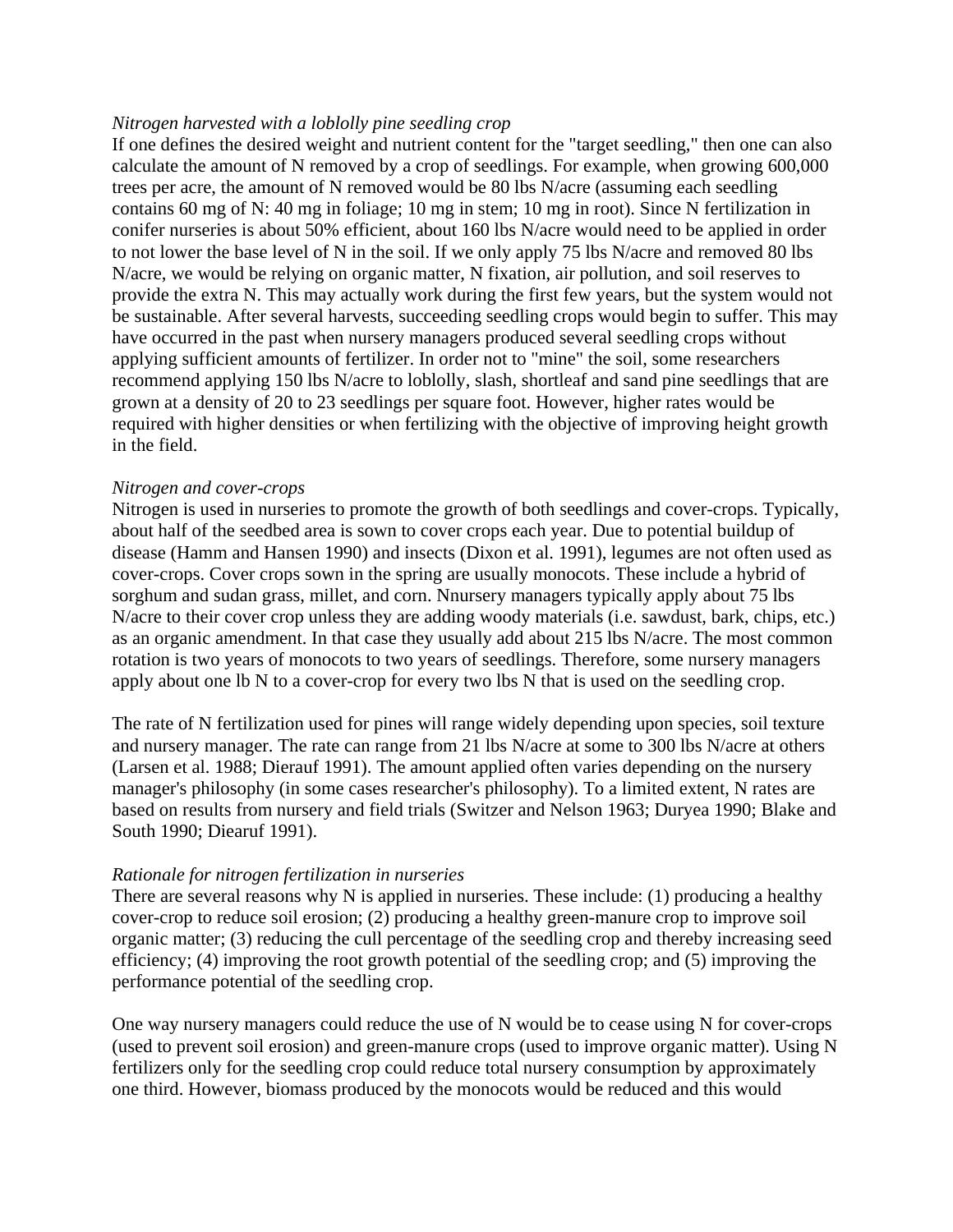*Nitrogen harvested with a loblolly pine seedling crop*

If one defines the desired weight and nutrient content for the "target seedling," then one can also calculate the amount of N removed by a crop of seedlings. For example, when growing 600,000 trees per acre, the amount of N removed would be 80 lbs N/acre (assuming each seedling contains 60 mg of N: 40 mg in foliage; 10 mg in stem; 10 mg in root). Since N fertilization in conifer nurseries is about 50% efficient, about 160 lbs N/acre would need to be applied in order to not lower the base level of N in the soil. If we only apply 75 lbs N/acre and removed 80 lbs N/acre, we would be relying on organic matter, N fixation, air pollution, and soil reserves to provide the extra N. This may actually work during the first few years, but the system would not be sustainable. After several harvests, succeeding seedling crops would begin to suffer. This may have occurred in the past when nursery managers produced several seedling crops without applying sufficient amounts of fertilizer. In order not to "mine" the soil, some researchers recommend applying 150 lbs N/acre to loblolly, slash, shortleaf and sand pine seedlings that are grown at a density of 20 to 23 seedlings per square foot. However, higher rates would be required with higher densities or when fertilizing with the objective of improving height growth in the field.

*Nitrogen and cover-crops*

Nitrogen is used in nurseries to promote the growth of both seedlings and cover-crops. Typically, about half of the seedbed area is sown to cover crops each year. Due to potential buildup of disease (Hamm and Hansen 1990) and insects (Dixon et al. 1991), legumes are not often used as cover-crops. Cover crops sown in the spring are usually monocots. These include a hybrid of sorghum and sudan grass, millet, and corn. Nnursery managers typically apply about 75 lbs N/acre to their cover crop unless they are adding woody materials (i.e. sawdust, bark, chips, etc.) as an organic amendment. In that case they usually add about 215 lbs N/acre. The most common rotation is two years of monocots to two years of seedlings. Therefore, some nursery managers apply about one lb N to a cover-crop for every two lbs N that is used on the seedling crop.

The rate of N fertilization used for pines will range widely depending upon species, soil texture and nursery manager. The rate can range from 21 lbs N/acre at some to 300 lbs N/acre at others (Larsen et al. 1988; Dierauf 1991). The amount applied often varies depending on the nursery manager's philosophy (in some cases researcher's philosophy). To a limited extent, N rates are based on results from nursery and field trials (Switzer and Nelson 1963; Duryea 1990; Blake and South 1990; Diearuf 1991).

*Rationale for nitrogen fertilization in nurseries*

There are several reasons why N is applied in nurseries. These include: (1) producing a healthy cover-crop to reduce soil erosion; (2) producing a healthy green-manure crop to improve soil organic matter; (3) reducing the cull percentage of the seedling crop and thereby increasing seed efficiency; (4) improving the root growth potential of the seedling crop; and (5) improving the performance potential of the seedling crop.

One way nursery managers could reduce the use of N would be to cease using N for cover-crops (used to prevent soil erosion) and green-manure crops (used to improve organic matter). Using N fertilizers only for the seedling crop could reduce total nursery consumption by approximately one third. However, biomass produced by the monocots would be reduced and this would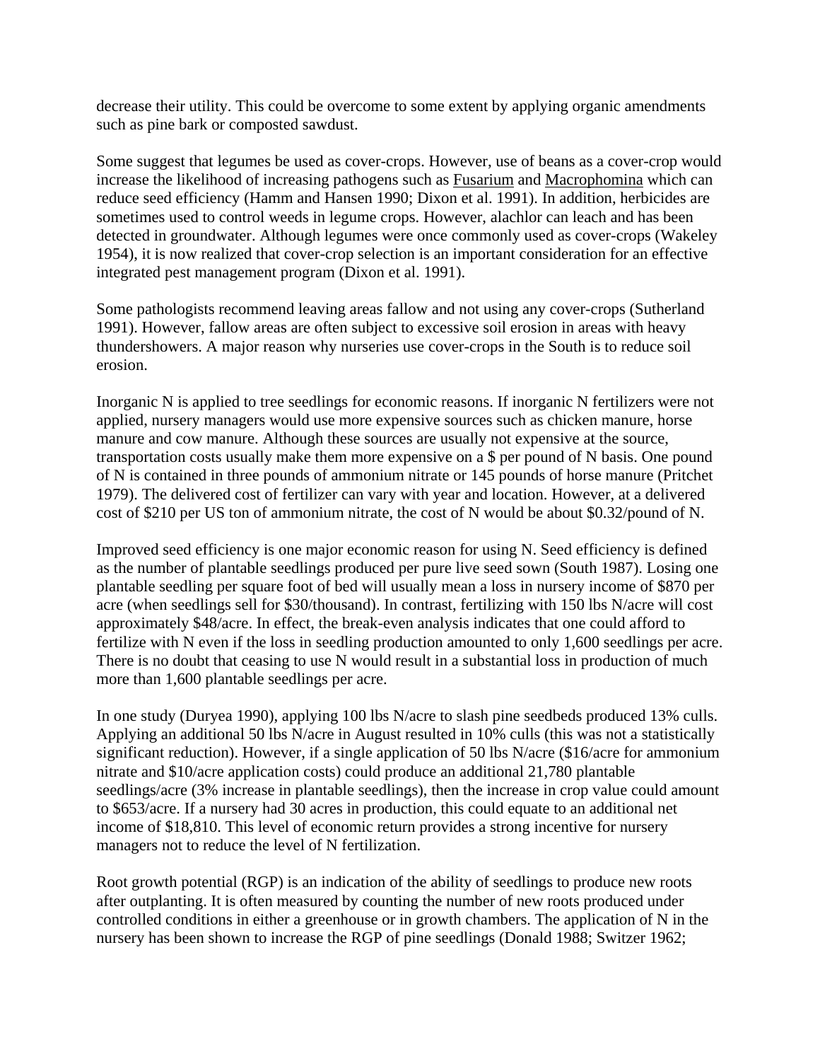decrease their utility. This could be overcome to some extent by applying organic amendments such as pine bark or composted sawdust.

Some suggest that legumes be used as cover-crops. However, use of beans as a cover-crop would increase the likelihood of increasing pathogens such as Fusarium and Macrophomina which can reduce seed efficiency (Hamm and Hansen 1990; Dixon et al. 1991). In addition, herbicides are sometimes used to control weeds in legume crops. However, alachlor can leach and has been detected in groundwater. Although legumes were once commonly used as cover-crops (Wakeley 1954), it is now realized that cover-crop selection is an important consideration for an effective integrated pest management program (Dixon et al. 1991).

Some pathologists recommend leaving areas fallow and not using any cover-crops (Sutherland 1991). However, fallow areas are often subject to excessive soil erosion in areas with heavy thundershowers. A major reason why nurseries use cover-crops in the South is to reduce soil erosion.

Inorganic N is applied to tree seedlings for economic reasons. If inorganic N fertilizers were not applied, nursery managers would use more expensive sources such as chicken manure, horse manure and cow manure. Although these sources are usually not expensive at the source, transportation costs usually make them more expensive on a $ per pound of N basis. One pound of N is contained in three pounds of ammonium nitrate or 145 pounds of horse manure (Pritchet 1979). The delivered cost of fertilizer can vary with year and location. However, at a delivered cost of $210 per US ton of ammonium nitrate, the cost of N would be about $0.32/pound of N.

Improved seed efficiency is one major economic reason for using N. Seed efficiency is defined as the number of plantable seedlings produced per pure live seed sown (South 1987). Losing one plantable seedling per square foot of bed will usually mean a loss in nursery income of $870 per acre (when seedlings sell for $30/thousand). In contrast, fertilizing with 150 lbs N/acre will cost approximately $48/acre. In effect, the break-even analysis indicates that one could afford to fertilize with N even if the loss in seedling production amounted to only 1,600 seedlings per acre. There is no doubt that ceasing to use N would result in a substantial loss in production of much more than 1,600 plantable seedlings per acre.

In one study (Duryea 1990), applying 100 lbs N/acre to slash pine seedbeds produced 13% culls. Applying an additional 50 lbs N/acre in August resulted in 10% culls (this was not a statistically significant reduction). However, if a single application of 50 lbs N/acre ($16/acre for ammonium nitrate and $10/acre application costs) could produce an additional 21,780 plantable seedlings/acre (3% increase in plantable seedlings), then the increase in crop value could amount to $653/acre. If a nursery had 30 acres in production, this could equate to an additional net income of $18,810. This level of economic return provides a strong incentive for nursery managers not to reduce the level of N fertilization.

Root growth potential (RGP) is an indication of the ability of seedlings to produce new roots after outplanting. It is often measured by counting the number of new roots produced under controlled conditions in either a greenhouse or in growth chambers. The application of N in the nursery has been shown to increase the RGP of pine seedlings (Donald 1988; Switzer 1962;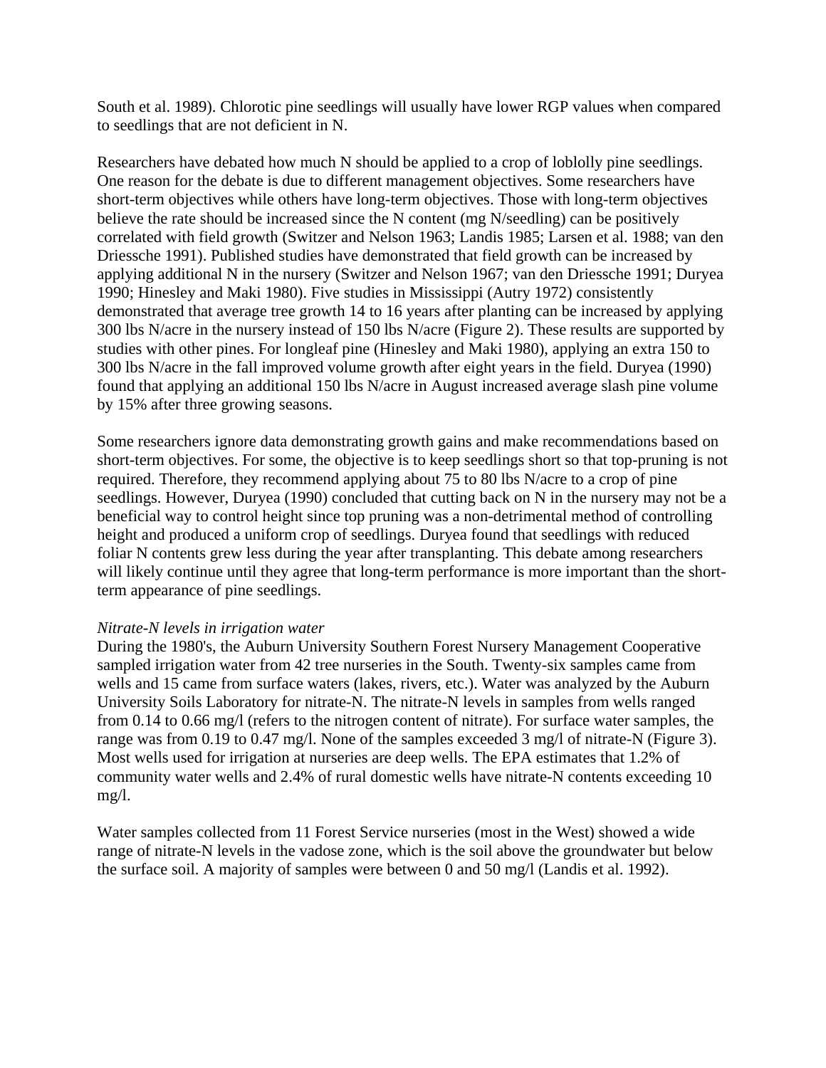South et al. 1989). Chlorotic pine seedlings will usually have lower RGP values when compared to seedlings that are not deficient in N.

Researchers have debated how much N should be applied to a crop of loblolly pine seedlings. One reason for the debate is due to different management objectives. Some researchers have short-term objectives while others have long-term objectives. Those with long-term objectives believe the rate should be increased since the N content (mg N/seedling) can be positively correlated with field growth (Switzer and Nelson 1963; Landis 1985; Larsen et al. 1988; van den Driessche 1991). Published studies have demonstrated that field growth can be increased by applying additional N in the nursery (Switzer and Nelson 1967; van den Driessche 1991; Duryea 1990; Hinesley and Maki 1980). Five studies in Mississippi (Autry 1972) consistently demonstrated that average tree growth 14 to 16 years after planting can be increased by applying 300 lbs N/acre in the nursery instead of 150 lbs N/acre (Figure 2). These results are supported by studies with other pines. For longleaf pine (Hinesley and Maki 1980), applying an extra 150 to 300 lbs N/acre in the fall improved volume growth after eight years in the field. Duryea (1990) found that applying an additional 150 lbs N/acre in August increased average slash pine volume by 15% after three growing seasons.

Some researchers ignore data demonstrating growth gains and make recommendations based on short-term objectives. For some, the objective is to keep seedlings short so that top-pruning is not required. Therefore, they recommend applying about 75 to 80 lbs N/acre to a crop of pine seedlings. However, Duryea (1990) concluded that cutting back on N in the nursery may not be a beneficial way to control height since top pruning was a non-detrimental method of controlling height and produced a uniform crop of seedlings. Duryea found that seedlings with reduced foliar N contents grew less during the year after transplanting. This debate among researchers will likely continue until they agree that long-term performance is more important than the short-term appearance of pine seedlings.

*Nitrate-N levels in irrigation water*

During the 1980's, the Auburn University Southern Forest Nursery Management Cooperative sampled irrigation water from 42 tree nurseries in the South. Twenty-six samples came from wells and 15 came from surface waters (lakes, rivers, etc.). Water was analyzed by the Auburn University Soils Laboratory for nitrate-N. The nitrate-N levels in samples from wells ranged from 0.14 to 0.66 mg/l (refers to the nitrogen content of nitrate). For surface water samples, the range was from 0.19 to 0.47 mg/l. None of the samples exceeded 3 mg/l of nitrate-N (Figure 3). Most wells used for irrigation at nurseries are deep wells. The EPA estimates that 1.2% of community water wells and 2.4% of rural domestic wells have nitrate-N contents exceeding 10 mg/l.

Water samples collected from 11 Forest Service nurseries (most in the West) showed a wide range of nitrate-N levels in the vadose zone, which is the soil above the groundwater but below the surface soil. A majority of samples were between 0 and 50 mg/l (Landis et al. 1992).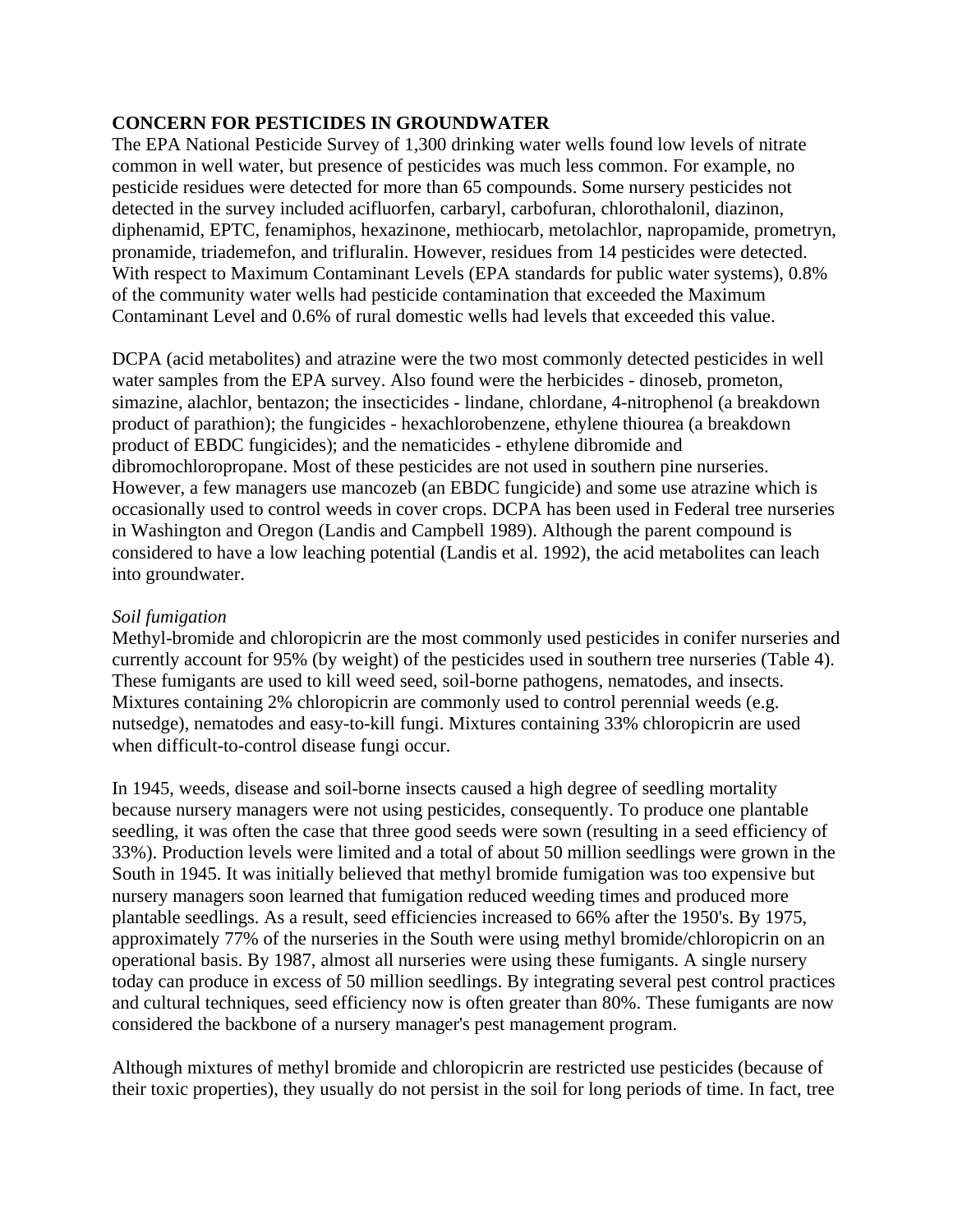**CONCERN FOR PESTICIDES IN GROUNDWATER**

The EPA National Pesticide Survey of 1,300 drinking water wells found low levels of nitrate common in well water, but presence of pesticides was much less common. For example, no pesticide residues were detected for more than 65 compounds. Some nursery pesticides not detected in the survey included acifluorfen, carbaryl, carbofuran, chlorothalonil, diazinon, diphenamid, EPTC, fenamiphos, hexazinone, methiocarb, metolachlor, napropamide, prometryn, pronamide, triademefon, and trifluralin. However, residues from 14 pesticides were detected. With respect to Maximum Contaminant Levels (EPA standards for public water systems), 0.8% of the community water wells had pesticide contamination that exceeded the Maximum Contaminant Level and 0.6% of rural domestic wells had levels that exceeded this value.

DCPA (acid metabolites) and atrazine were the two most commonly detected pesticides in well water samples from the EPA survey. Also found were the herbicides - dinoseb, prometon, simazine, alachlor, bentazon; the insecticides - lindane, chlordane, 4-nitrophenol (a breakdown product of parathion); the fungicides - hexachlorobenzene, ethylene thiourea (a breakdown product of EBDC fungicides); and the nematicides - ethylene dibromide and dibromochloropropane. Most of these pesticides are not used in southern pine nurseries. However, a few managers use mancozeb (an EBDC fungicide) and some use atrazine which is occasionally used to control weeds in cover crops. DCPA has been used in Federal tree nurseries in Washington and Oregon (Landis and Campbell 1989). Although the parent compound is considered to have a low leaching potential (Landis et al. 1992), the acid metabolites can leach into groundwater.

*Soil fumigation*

Methyl-bromide and chloropicrin are the most commonly used pesticides in conifer nurseries and currently account for 95% (by weight) of the pesticides used in southern tree nurseries (Table 4). These fumigants are used to kill weed seed, soil-borne pathogens, nematodes, and insects. Mixtures containing 2% chloropicrin are commonly used to control perennial weeds (e.g. nutsedge), nematodes and easy-to-kill fungi. Mixtures containing 33% chloropicrin are used when difficult-to-control disease fungi occur.

In 1945, weeds, disease and soil-borne insects caused a high degree of seedling mortality because nursery managers were not using pesticides, consequently. To produce one plantable seedling, it was often the case that three good seeds were sown (resulting in a seed efficiency of 33%). Production levels were limited and a total of about 50 million seedlings were grown in the South in 1945. It was initially believed that methyl bromide fumigation was too expensive but nursery managers soon learned that fumigation reduced weeding times and produced more plantable seedlings. As a result, seed efficiencies increased to 66% after the 1950's. By 1975, approximately 77% of the nurseries in the South were using methyl bromide/chloropicrin on an operational basis. By 1987, almost all nurseries were using these fumigants. A single nursery today can produce in excess of 50 million seedlings. By integrating several pest control practices and cultural techniques, seed efficiency now is often greater than 80%. These fumigants are now considered the backbone of a nursery manager's pest management program.

Although mixtures of methyl bromide and chloropicrin are restricted use pesticides (because of their toxic properties), they usually do not persist in the soil for long periods of time. In fact, tree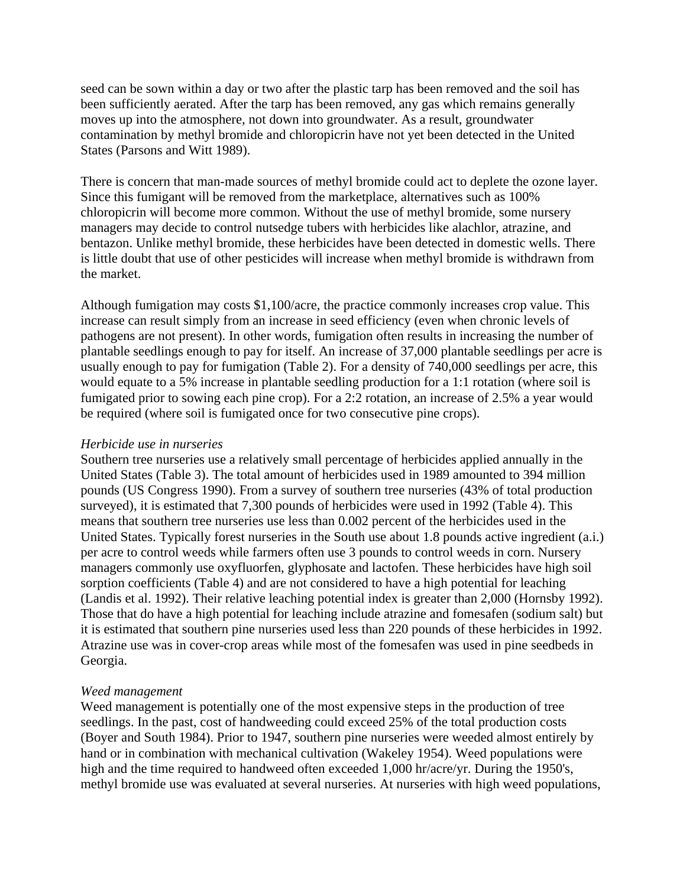seed can be sown within a day or two after the plastic tarp has been removed and the soil has been sufficiently aerated. After the tarp has been removed, any gas which remains generally moves up into the atmosphere, not down into groundwater. As a result, groundwater contamination by methyl bromide and chloropicrin have not yet been detected in the United States (Parsons and Witt 1989).

There is concern that man-made sources of methyl bromide could act to deplete the ozone layer. Since this fumigant will be removed from the marketplace, alternatives such as 100% chloropicrin will become more common. Without the use of methyl bromide, some nursery managers may decide to control nutsedge tubers with herbicides like alachlor, atrazine, and bentazon. Unlike methyl bromide, these herbicides have been detected in domestic wells. There is little doubt that use of other pesticides will increase when methyl bromide is withdrawn from the market.

Although fumigation may costs $1,100/acre, the practice commonly increases crop value. This increase can result simply from an increase in seed efficiency (even when chronic levels of pathogens are not present). In other words, fumigation often results in increasing the number of plantable seedlings enough to pay for itself. An increase of 37,000 plantable seedlings per acre is usually enough to pay for fumigation (Table 2). For a density of 740,000 seedlings per acre, this would equate to a 5% increase in plantable seedling production for a 1:1 rotation (where soil is fumigated prior to sowing each pine crop). For a 2:2 rotation, an increase of 2.5% a year would be required (where soil is fumigated once for two consecutive pine crops).

*Herbicide use in nurseries*

Southern tree nurseries use a relatively small percentage of herbicides applied annually in the United States (Table 3). The total amount of herbicides used in 1989 amounted to 394 million pounds (US Congress 1990). From a survey of southern tree nurseries (43% of total production surveyed), it is estimated that 7,300 pounds of herbicides were used in 1992 (Table 4). This means that southern tree nurseries use less than 0.002 percent of the herbicides used in the United States. Typically forest nurseries in the South use about 1.8 pounds active ingredient (a.i.) per acre to control weeds while farmers often use 3 pounds to control weeds in corn. Nursery managers commonly use oxyfluorfen, glyphosate and lactofen. These herbicides have high soil sorption coefficients (Table 4) and are not considered to have a high potential for leaching (Landis et al. 1992). Their relative leaching potential index is greater than 2,000 (Hornsby 1992). Those that do have a high potential for leaching include atrazine and fomesafen (sodium salt) but it is estimated that southern pine nurseries used less than 220 pounds of these herbicides in 1992. Atrazine use was in cover-crop areas while most of the fomesafen was used in pine seedbeds in Georgia.

*Weed management*

Weed management is potentially one of the most expensive steps in the production of tree seedlings. In the past, cost of handweeding could exceed 25% of the total production costs (Boyer and South 1984). Prior to 1947, southern pine nurseries were weeded almost entirely by hand or in combination with mechanical cultivation (Wakeley 1954). Weed populations were high and the time required to handweed often exceeded 1,000 hr/acre/yr. During the 1950's, methyl bromide use was evaluated at several nurseries. At nurseries with high weed populations,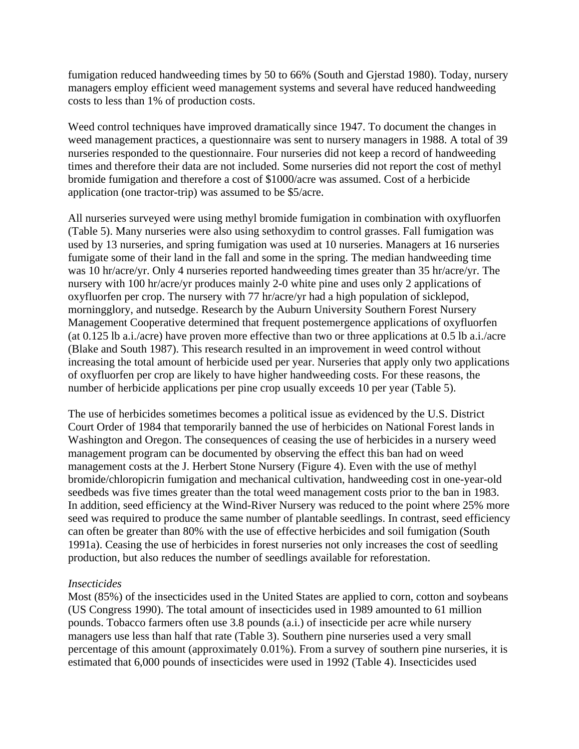fumigation reduced handweeding times by 50 to 66% (South and Gjerstad 1980). Today, nursery managers employ efficient weed management systems and several have reduced handweeding costs to less than 1% of production costs.

Weed control techniques have improved dramatically since 1947. To document the changes in weed management practices, a questionnaire was sent to nursery managers in 1988. A total of 39 nurseries responded to the questionnaire. Four nurseries did not keep a record of handweeding times and therefore their data are not included. Some nurseries did not report the cost of methyl bromide fumigation and therefore a cost of $1000/acre was assumed. Cost of a herbicide application (one tractor-trip) was assumed to be $5/acre.

All nurseries surveyed were using methyl bromide fumigation in combination with oxyfluorfen (Table 5). Many nurseries were also using sethoxydim to control grasses. Fall fumigation was used by 13 nurseries, and spring fumigation was used at 10 nurseries. Managers at 16 nurseries fumigate some of their land in the fall and some in the spring. The median handweeding time was 10 hr/acre/yr. Only 4 nurseries reported handweeding times greater than 35 hr/acre/yr. The nursery with 100 hr/acre/yr produces mainly 2-0 white pine and uses only 2 applications of oxyfluorfen per crop. The nursery with 77 hr/acre/yr had a high population of sicklepod, morningglory, and nutsedge. Research by the Auburn University Southern Forest Nursery Management Cooperative determined that frequent postemergence applications of oxyfluorfen (at 0.125 lb a.i./acre) have proven more effective than two or three applications at 0.5 lb a.i./acre (Blake and South 1987). This research resulted in an improvement in weed control without increasing the total amount of herbicide used per year. Nurseries that apply only two applications of oxyfluorfen per crop are likely to have higher handweeding costs. For these reasons, the number of herbicide applications per pine crop usually exceeds 10 per year (Table 5).

The use of herbicides sometimes becomes a political issue as evidenced by the U.S. District Court Order of 1984 that temporarily banned the use of herbicides on National Forest lands in Washington and Oregon. The consequences of ceasing the use of herbicides in a nursery weed management program can be documented by observing the effect this ban had on weed management costs at the J. Herbert Stone Nursery (Figure 4). Even with the use of methyl bromide/chloropicrin fumigation and mechanical cultivation, handweeding cost in one-year-old seedbeds was five times greater than the total weed management costs prior to the ban in 1983. In addition, seed efficiency at the Wind-River Nursery was reduced to the point where 25% more seed was required to produce the same number of plantable seedlings. In contrast, seed efficiency can often be greater than 80% with the use of effective herbicides and soil fumigation (South 1991a). Ceasing the use of herbicides in forest nurseries not only increases the cost of seedling production, but also reduces the number of seedlings available for reforestation.

*Insecticides*

Most (85%) of the insecticides used in the United States are applied to corn, cotton and soybeans (US Congress 1990). The total amount of insecticides used in 1989 amounted to 61 million pounds. Tobacco farmers often use 3.8 pounds (a.i.) of insecticide per acre while nursery managers use less than half that rate (Table 3). Southern pine nurseries used a very small percentage of this amount (approximately 0.01%). From a survey of southern pine nurseries, it is estimated that 6,000 pounds of insecticides were used in 1992 (Table 4). Insecticides used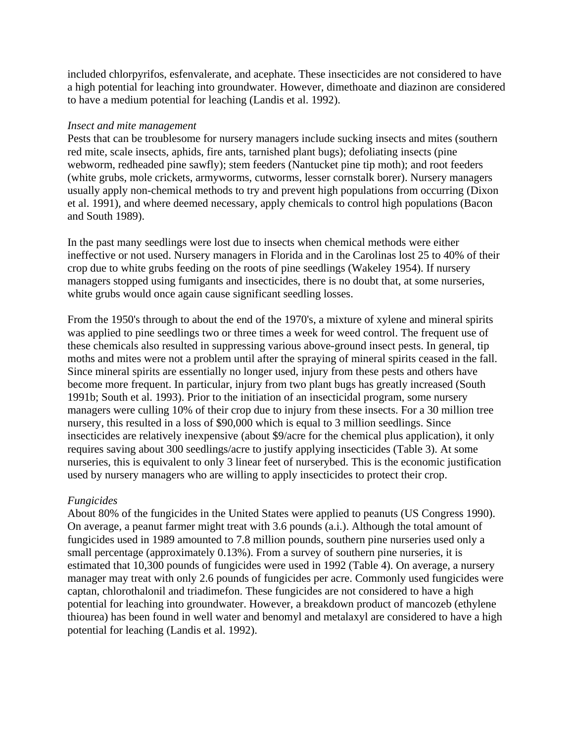included chlorpyrifos, esfenvalerate, and acephate. These insecticides are not considered to have a high potential for leaching into groundwater. However, dimethoate and diazinon are considered to have a medium potential for leaching (Landis et al. 1992).

*Insect and mite management*

Pests that can be troublesome for nursery managers include sucking insects and mites (southern red mite, scale insects, aphids, fire ants, tarnished plant bugs); defoliating insects (pine webworm, redheaded pine sawfly); stem feeders (Nantucket pine tip moth); and root feeders (white grubs, mole crickets, armyworms, cutworms, lesser cornstalk borer). Nursery managers usually apply non-chemical methods to try and prevent high populations from occurring (Dixon et al. 1991), and where deemed necessary, apply chemicals to control high populations (Bacon and South 1989).

In the past many seedlings were lost due to insects when chemical methods were either ineffective or not used. Nursery managers in Florida and in the Carolinas lost 25 to 40% of their crop due to white grubs feeding on the roots of pine seedlings (Wakeley 1954). If nursery managers stopped using fumigants and insecticides, there is no doubt that, at some nurseries, white grubs would once again cause significant seedling losses.

From the 1950's through to about the end of the 1970's, a mixture of xylene and mineral spirits was applied to pine seedlings two or three times a week for weed control. The frequent use of these chemicals also resulted in suppressing various above-ground insect pests. In general, tip moths and mites were not a problem until after the spraying of mineral spirits ceased in the fall. Since mineral spirits are essentially no longer used, injury from these pests and others have become more frequent. In particular, injury from two plant bugs has greatly increased (South 1991b; South et al. 1993). Prior to the initiation of an insecticidal program, some nursery managers were culling 10% of their crop due to injury from these insects. For a 30 million tree nursery, this resulted in a loss of $90,000 which is equal to 3 million seedlings. Since insecticides are relatively inexpensive (about $9/acre for the chemical plus application), it only requires saving about 300 seedlings/acre to justify applying insecticides (Table 3). At some nurseries, this is equivalent to only 3 linear feet of nurserybed. This is the economic justification used by nursery managers who are willing to apply insecticides to protect their crop.

*Fungicides*

About 80% of the fungicides in the United States were applied to peanuts (US Congress 1990). On average, a peanut farmer might treat with 3.6 pounds (a.i.). Although the total amount of fungicides used in 1989 amounted to 7.8 million pounds, southern pine nurseries used only a small percentage (approximately 0.13%). From a survey of southern pine nurseries, it is estimated that 10,300 pounds of fungicides were used in 1992 (Table 4). On average, a nursery manager may treat with only 2.6 pounds of fungicides per acre. Commonly used fungicides were captan, chlorothalonil and triadimefon. These fungicides are not considered to have a high potential for leaching into groundwater. However, a breakdown product of mancozeb (ethylene thiourea) has been found in well water and benomyl and metalaxyl are considered to have a high potential for leaching (Landis et al. 1992).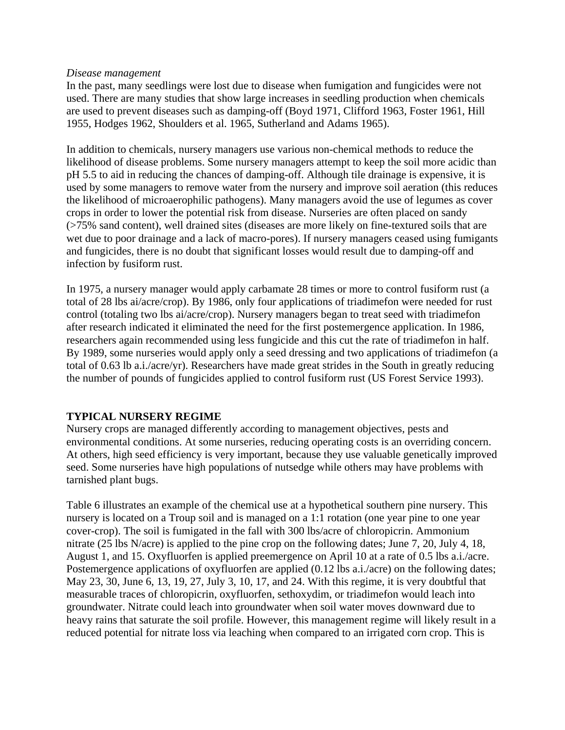*Disease management*

In the past, many seedlings were lost due to disease when fumigation and fungicides were not used. There are many studies that show large increases in seedling production when chemicals are used to prevent diseases such as damping-off (Boyd 1971, Clifford 1963, Foster 1961, Hill 1955, Hodges 1962, Shoulders et al. 1965, Sutherland and Adams 1965).

In addition to chemicals, nursery managers use various non-chemical methods to reduce the likelihood of disease problems. Some nursery managers attempt to keep the soil more acidic than pH 5.5 to aid in reducing the chances of damping-off. Although tile drainage is expensive, it is used by some managers to remove water from the nursery and improve soil aeration (this reduces the likelihood of microaerophilic pathogens). Many managers avoid the use of legumes as cover crops in order to lower the potential risk from disease. Nurseries are often placed on sandy (>75% sand content), well drained sites (diseases are more likely on fine-textured soils that are wet due to poor drainage and a lack of macro-pores). If nursery managers ceased using fumigants and fungicides, there is no doubt that significant losses would result due to damping-off and infection by fusiform rust.

In 1975, a nursery manager would apply carbamate 28 times or more to control fusiform rust (a total of 28 lbs ai/acre/crop). By 1986, only four applications of triadimefon were needed for rust control (totaling two lbs ai/acre/crop). Nursery managers began to treat seed with triadimefon after research indicated it eliminated the need for the first postemergence application. In 1986, researchers again recommended using less fungicide and this cut the rate of triadimefon in half. By 1989, some nurseries would apply only a seed dressing and two applications of triadimefon (a total of 0.63 lb a.i./acre/yr). Researchers have made great strides in the South in greatly reducing the number of pounds of fungicides applied to control fusiform rust (US Forest Service 1993).

## TYPICAL NURSERY REGIME

Nursery crops are managed differently according to management objectives, pests and environmental conditions. At some nurseries, reducing operating costs is an overriding concern. At others, high seed efficiency is very important, because they use valuable genetically improved seed. Some nurseries have high populations of nutsedge while others may have problems with tarnished plant bugs.

Table 6 illustrates an example of the chemical use at a hypothetical southern pine nursery. This nursery is located on a Troup soil and is managed on a 1:1 rotation (one year pine to one year cover-crop). The soil is fumigated in the fall with 300 lbs/acre of chloropicrin. Ammonium nitrate (25 lbs N/acre) is applied to the pine crop on the following dates; June 7, 20, July 4, 18, August 1, and 15. Oxyfluorfen is applied preemergence on April 10 at a rate of 0.5 lbs a.i./acre. Postemergence applications of oxyfluorfen are applied (0.12 lbs a.i./acre) on the following dates; May 23, 30, June 6, 13, 19, 27, July 3, 10, 17, and 24. With this regime, it is very doubtful that measurable traces of chloropicrin, oxyfluorfen, sethoxydim, or triadimefon would leach into groundwater. Nitrate could leach into groundwater when soil water moves downward due to heavy rains that saturate the soil profile. However, this management regime will likely result in a reduced potential for nitrate loss via leaching when compared to an irrigated corn crop. This is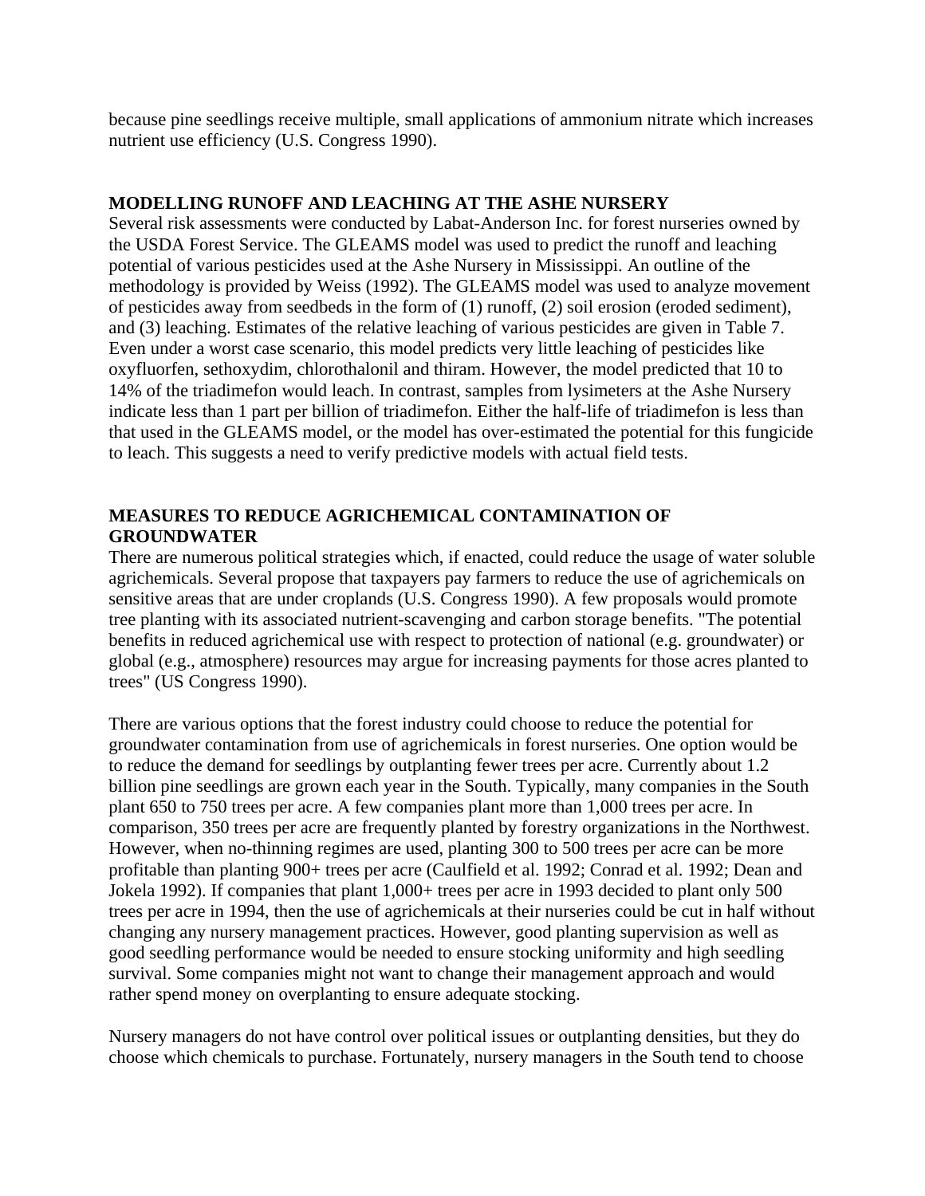because pine seedlings receive multiple, small applications of ammonium nitrate which increases nutrient use efficiency (U.S. Congress 1990).

## MODELLING RUNOFF AND LEACHING AT THE ASHE NURSERY

Several risk assessments were conducted by Labat-Anderson Inc. for forest nurseries owned by the USDA Forest Service. The GLEAMS model was used to predict the runoff and leaching potential of various pesticides used at the Ashe Nursery in Mississippi. An outline of the methodology is provided by Weiss (1992). The GLEAMS model was used to analyze movement of pesticides away from seedbeds in the form of (1) runoff, (2) soil erosion (eroded sediment), and (3) leaching. Estimates of the relative leaching of various pesticides are given in Table 7. Even under a worst case scenario, this model predicts very little leaching of pesticides like oxyfluorfen, sethoxydim, chlorothalonil and thiram. However, the model predicted that 10 to 14% of the triadimefon would leach. In contrast, samples from lysimeters at the Ashe Nursery indicate less than 1 part per billion of triadimefon. Either the half-life of triadimefon is less than that used in the GLEAMS model, or the model has over-estimated the potential for this fungicide to leach. This suggests a need to verify predictive models with actual field tests.

## MEASURES TO REDUCE AGRICHEMICAL CONTAMINATION OF GROUNDWATER

There are numerous political strategies which, if enacted, could reduce the usage of water soluble agrichemicals. Several propose that taxpayers pay farmers to reduce the use of agrichemicals on sensitive areas that are under croplands (U.S. Congress 1990). A few proposals would promote tree planting with its associated nutrient-scavenging and carbon storage benefits. "The potential benefits in reduced agrichemical use with respect to protection of national (e.g. groundwater) or global (e.g., atmosphere) resources may argue for increasing payments for those acres planted to trees" (US Congress 1990).

There are various options that the forest industry could choose to reduce the potential for groundwater contamination from use of agrichemicals in forest nurseries. One option would be to reduce the demand for seedlings by outplanting fewer trees per acre. Currently about 1.2 billion pine seedlings are grown each year in the South. Typically, many companies in the South plant 650 to 750 trees per acre. A few companies plant more than 1,000 trees per acre. In comparison, 350 trees per acre are frequently planted by forestry organizations in the Northwest. However, when no-thinning regimes are used, planting 300 to 500 trees per acre can be more profitable than planting 900+ trees per acre (Caulfield et al. 1992; Conrad et al. 1992; Dean and Jokela 1992). If companies that plant 1,000+ trees per acre in 1993 decided to plant only 500 trees per acre in 1994, then the use of agrichemicals at their nurseries could be cut in half without changing any nursery management practices. However, good planting supervision as well as good seedling performance would be needed to ensure stocking uniformity and high seedling survival. Some companies might not want to change their management approach and would rather spend money on overplanting to ensure adequate stocking.

Nursery managers do not have control over political issues or outplanting densities, but they do choose which chemicals to purchase. Fortunately, nursery managers in the South tend to choose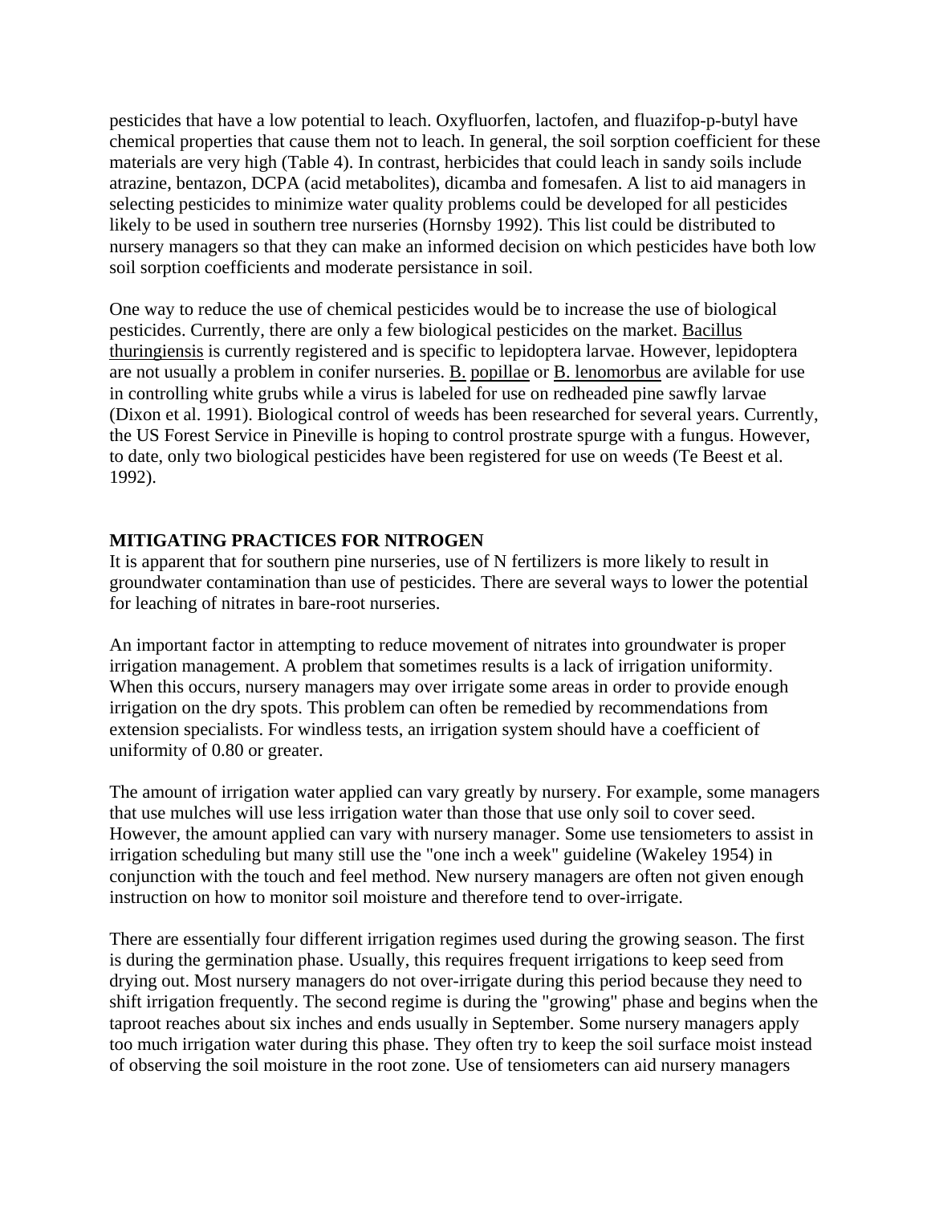pesticides that have a low potential to leach. Oxyfluorfen, lactofen, and fluazifop-p-butyl have chemical properties that cause them not to leach. In general, the soil sorption coefficient for these materials are very high (Table 4). In contrast, herbicides that could leach in sandy soils include atrazine, bentazon, DCPA (acid metabolites), dicamba and fomesafen. A list to aid managers in selecting pesticides to minimize water quality problems could be developed for all pesticides likely to be used in southern tree nurseries (Hornsby 1992). This list could be distributed to nursery managers so that they can make an informed decision on which pesticides have both low soil sorption coefficients and moderate persistance in soil.

One way to reduce the use of chemical pesticides would be to increase the use of biological pesticides. Currently, there are only a few biological pesticides on the market. Bacillus thuringiensis is currently registered and is specific to lepidoptera larvae. However, lepidoptera are not usually a problem in conifer nurseries. B. popillae or B. lenomorbus are avilable for use in controlling white grubs while a virus is labeled for use on redheaded pine sawfly larvae (Dixon et al. 1991). Biological control of weeds has been researched for several years. Currently, the US Forest Service in Pineville is hoping to control prostrate spurge with a fungus. However, to date, only two biological pesticides have been registered for use on weeds (Te Beest et al. 1992).

## MITIGATING PRACTICES FOR NITROGEN

It is apparent that for southern pine nurseries, use of N fertilizers is more likely to result in groundwater contamination than use of pesticides. There are several ways to lower the potential for leaching of nitrates in bare-root nurseries.

An important factor in attempting to reduce movement of nitrates into groundwater is proper irrigation management. A problem that sometimes results is a lack of irrigation uniformity. When this occurs, nursery managers may over irrigate some areas in order to provide enough irrigation on the dry spots. This problem can often be remedied by recommendations from extension specialists. For windless tests, an irrigation system should have a coefficient of uniformity of 0.80 or greater.

The amount of irrigation water applied can vary greatly by nursery. For example, some managers that use mulches will use less irrigation water than those that use only soil to cover seed. However, the amount applied can vary with nursery manager. Some use tensiometers to assist in irrigation scheduling but many still use the "one inch a week" guideline (Wakeley 1954) in conjunction with the touch and feel method. New nursery managers are often not given enough instruction on how to monitor soil moisture and therefore tend to over-irrigate.

There are essentially four different irrigation regimes used during the growing season. The first is during the germination phase. Usually, this requires frequent irrigations to keep seed from drying out. Most nursery managers do not over-irrigate during this period because they need to shift irrigation frequently. The second regime is during the "growing" phase and begins when the taproot reaches about six inches and ends usually in September. Some nursery managers apply too much irrigation water during this phase. They often try to keep the soil surface moist instead of observing the soil moisture in the root zone. Use of tensiometers can aid nursery managers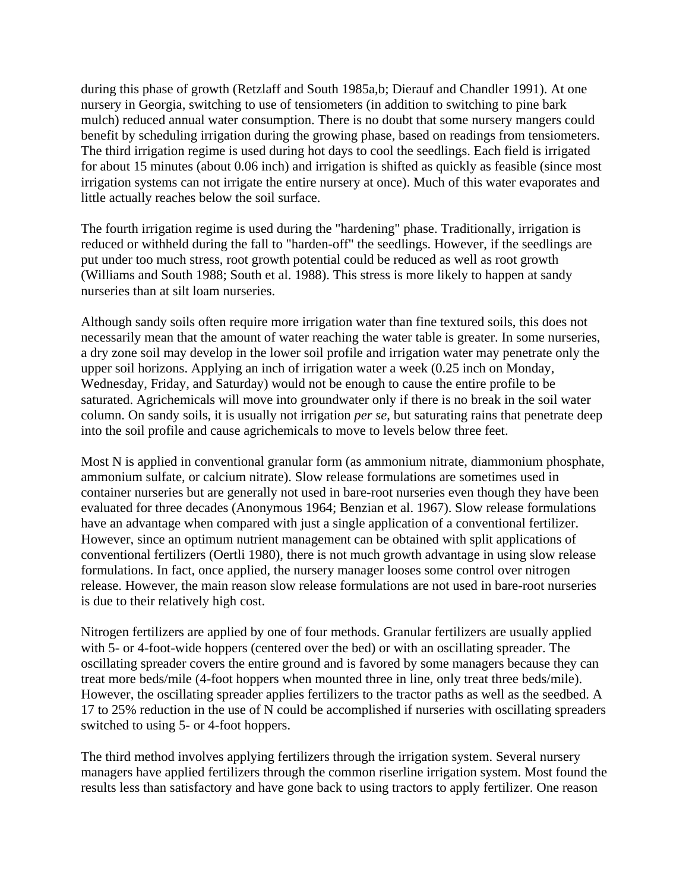during this phase of growth (Retzlaff and South 1985a,b; Dierauf and Chandler 1991). At one nursery in Georgia, switching to use of tensiometers (in addition to switching to pine bark mulch) reduced annual water consumption. There is no doubt that some nursery mangers could benefit by scheduling irrigation during the growing phase, based on readings from tensiometers. The third irrigation regime is used during hot days to cool the seedlings. Each field is irrigated for about 15 minutes (about 0.06 inch) and irrigation is shifted as quickly as feasible (since most irrigation systems can not irrigate the entire nursery at once). Much of this water evaporates and little actually reaches below the soil surface.

The fourth irrigation regime is used during the "hardening" phase. Traditionally, irrigation is reduced or withheld during the fall to "harden-off" the seedlings. However, if the seedlings are put under too much stress, root growth potential could be reduced as well as root growth (Williams and South 1988; South et al. 1988). This stress is more likely to happen at sandy nurseries than at silt loam nurseries.

Although sandy soils often require more irrigation water than fine textured soils, this does not necessarily mean that the amount of water reaching the water table is greater. In some nurseries, a dry zone soil may develop in the lower soil profile and irrigation water may penetrate only the upper soil horizons. Applying an inch of irrigation water a week (0.25 inch on Monday, Wednesday, Friday, and Saturday) would not be enough to cause the entire profile to be saturated. Agrichemicals will move into groundwater only if there is no break in the soil water column. On sandy soils, it is usually not irrigation *per se*, but saturating rains that penetrate deep into the soil profile and cause agrichemicals to move to levels below three feet.

Most N is applied in conventional granular form (as ammonium nitrate, diammonium phosphate, ammonium sulfate, or calcium nitrate). Slow release formulations are sometimes used in container nurseries but are generally not used in bare-root nurseries even though they have been evaluated for three decades (Anonymous 1964; Benzian et al. 1967). Slow release formulations have an advantage when compared with just a single application of a conventional fertilizer. However, since an optimum nutrient management can be obtained with split applications of conventional fertilizers (Oertli 1980), there is not much growth advantage in using slow release formulations. In fact, once applied, the nursery manager looses some control over nitrogen release. However, the main reason slow release formulations are not used in bare-root nurseries is due to their relatively high cost.

Nitrogen fertilizers are applied by one of four methods. Granular fertilizers are usually applied with 5- or 4-foot-wide hoppers (centered over the bed) or with an oscillating spreader. The oscillating spreader covers the entire ground and is favored by some managers because they can treat more beds/mile (4-foot hoppers when mounted three in line, only treat three beds/mile). However, the oscillating spreader applies fertilizers to the tractor paths as well as the seedbed. A 17 to 25% reduction in the use of N could be accomplished if nurseries with oscillating spreaders switched to using 5- or 4-foot hoppers.

The third method involves applying fertilizers through the irrigation system. Several nursery managers have applied fertilizers through the common riserline irrigation system. Most found the results less than satisfactory and have gone back to using tractors to apply fertilizer. One reason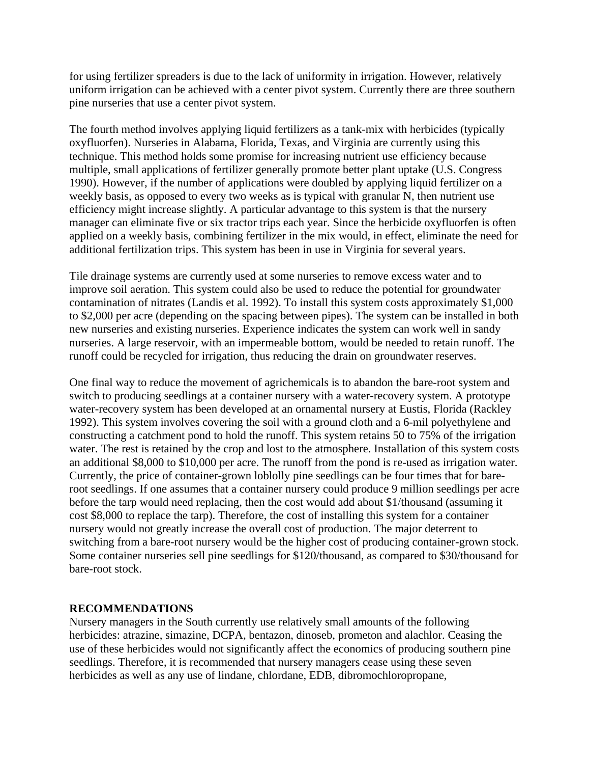for using fertilizer spreaders is due to the lack of uniformity in irrigation. However, relatively uniform irrigation can be achieved with a center pivot system. Currently there are three southern pine nurseries that use a center pivot system.

The fourth method involves applying liquid fertilizers as a tank-mix with herbicides (typically oxyfluorfen). Nurseries in Alabama, Florida, Texas, and Virginia are currently using this technique. This method holds some promise for increasing nutrient use efficiency because multiple, small applications of fertilizer generally promote better plant uptake (U.S. Congress 1990). However, if the number of applications were doubled by applying liquid fertilizer on a weekly basis, as opposed to every two weeks as is typical with granular N, then nutrient use efficiency might increase slightly. A particular advantage to this system is that the nursery manager can eliminate five or six tractor trips each year. Since the herbicide oxyfluorfen is often applied on a weekly basis, combining fertilizer in the mix would, in effect, eliminate the need for additional fertilization trips. This system has been in use in Virginia for several years.

Tile drainage systems are currently used at some nurseries to remove excess water and to improve soil aeration. This system could also be used to reduce the potential for groundwater contamination of nitrates (Landis et al. 1992). To install this system costs approximately $1,000 to $2,000 per acre (depending on the spacing between pipes). The system can be installed in both new nurseries and existing nurseries. Experience indicates the system can work well in sandy nurseries. A large reservoir, with an impermeable bottom, would be needed to retain runoff. The runoff could be recycled for irrigation, thus reducing the drain on groundwater reserves.

One final way to reduce the movement of agrichemicals is to abandon the bare-root system and switch to producing seedlings at a container nursery with a water-recovery system. A prototype water-recovery system has been developed at an ornamental nursery at Eustis, Florida (Rackley 1992). This system involves covering the soil with a ground cloth and a 6-mil polyethylene and constructing a catchment pond to hold the runoff. This system retains 50 to 75% of the irrigation water. The rest is retained by the crop and lost to the atmosphere. Installation of this system costs an additional $8,000 to $10,000 per acre. The runoff from the pond is re-used as irrigation water. Currently, the price of container-grown loblolly pine seedlings can be four times that for bare-root seedlings. If one assumes that a container nursery could produce 9 million seedlings per acre before the tarp would need replacing, then the cost would add about $1/thousand (assuming it cost $8,000 to replace the tarp). Therefore, the cost of installing this system for a container nursery would not greatly increase the overall cost of production. The major deterrent to switching from a bare-root nursery would be the higher cost of producing container-grown stock. Some container nurseries sell pine seedlings for $120/thousand, as compared to $30/thousand for bare-root stock.

## RECOMMENDATIONS

Nursery managers in the South currently use relatively small amounts of the following herbicides: atrazine, simazine, DCPA, bentazon, dinoseb, prometon and alachlor. Ceasing the use of these herbicides would not significantly affect the economics of producing southern pine seedlings. Therefore, it is recommended that nursery managers cease using these seven herbicides as well as any use of lindane, chlordane, EDB, dibromochloropropane,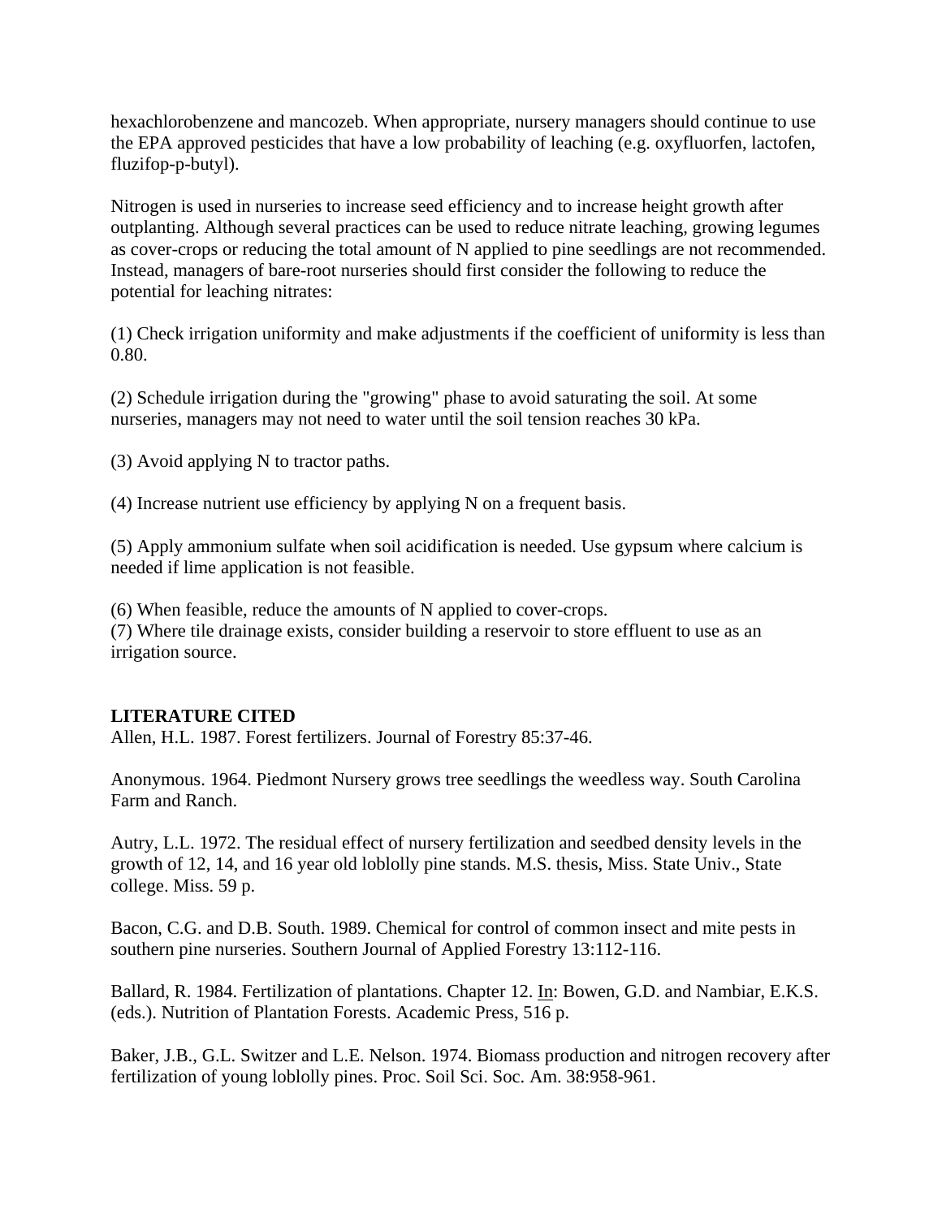hexachlorobenzene and mancozeb. When appropriate, nursery managers should continue to use the EPA approved pesticides that have a low probability of leaching (e.g. oxyfluorfen, lactofen, fluzifop-p-butyl).

Nitrogen is used in nurseries to increase seed efficiency and to increase height growth after outplanting. Although several practices can be used to reduce nitrate leaching, growing legumes as cover-crops or reducing the total amount of N applied to pine seedlings are not recommended. Instead, managers of bare-root nurseries should first consider the following to reduce the potential for leaching nitrates:

(1) Check irrigation uniformity and make adjustments if the coefficient of uniformity is less than 0.80.

(2) Schedule irrigation during the "growing" phase to avoid saturating the soil. At some nurseries, managers may not need to water until the soil tension reaches 30 kPa.

(3) Avoid applying N to tractor paths.

(4) Increase nutrient use efficiency by applying N on a frequent basis.

(5) Apply ammonium sulfate when soil acidification is needed. Use gypsum where calcium is needed if lime application is not feasible.

(6) When feasible, reduce the amounts of N applied to cover-crops.
(7) Where tile drainage exists, consider building a reservoir to store effluent to use as an irrigation source.

**LITERATURE CITED**

Allen, H.L. 1987. Forest fertilizers. Journal of Forestry 85:37-46.

Anonymous. 1964. Piedmont Nursery grows tree seedlings the weedless way. South Carolina Farm and Ranch.

Autry, L.L. 1972. The residual effect of nursery fertilization and seedbed density levels in the growth of 12, 14, and 16 year old loblolly pine stands. M.S. thesis, Miss. State Univ., State college. Miss. 59 p.

Bacon, C.G. and D.B. South. 1989. Chemical for control of common insect and mite pests in southern pine nurseries. Southern Journal of Applied Forestry 13:112-116.

Ballard, R. 1984. Fertilization of plantations. Chapter 12. In: Bowen, G.D. and Nambiar, E.K.S. (eds.). Nutrition of Plantation Forests. Academic Press, 516 p.

Baker, J.B., G.L. Switzer and L.E. Nelson. 1974. Biomass production and nitrogen recovery after fertilization of young loblolly pines. Proc. Soil Sci. Soc. Am. 38:958-961.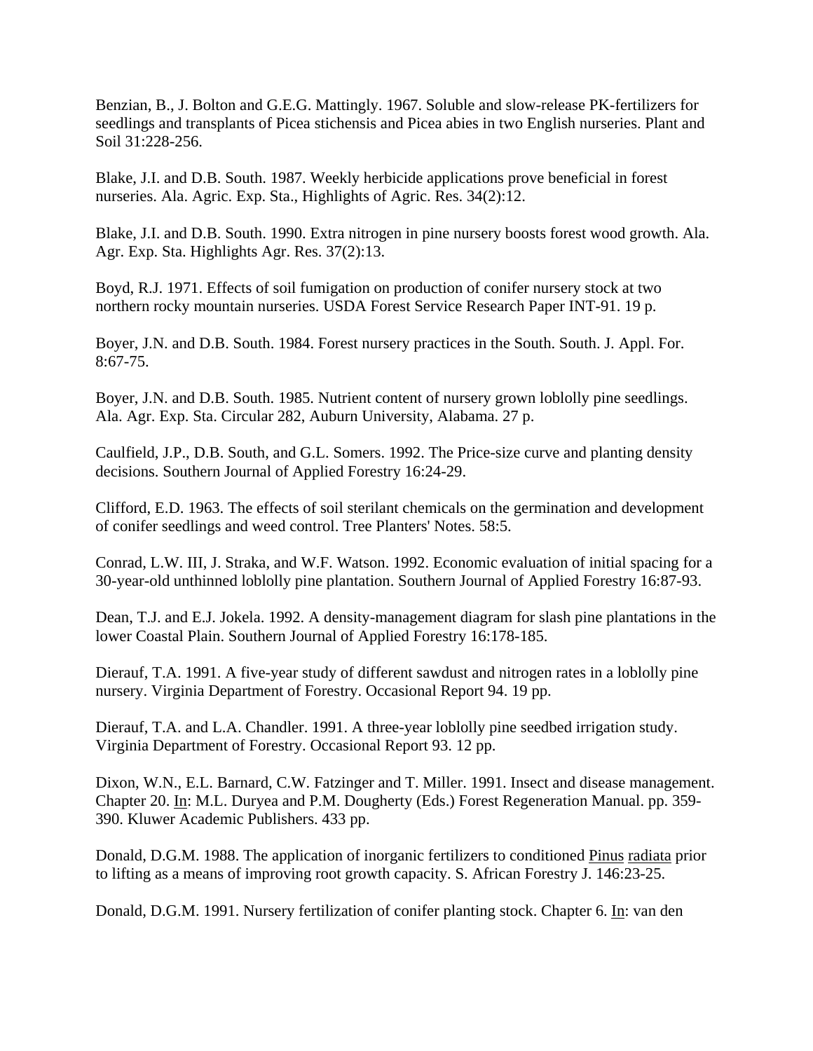Benzian, B., J. Bolton and G.E.G. Mattingly. 1967. Soluble and slow-release PK-fertilizers for seedlings and transplants of Picea stichensis and Picea abies in two English nurseries. Plant and Soil 31:228-256.

Blake, J.I. and D.B. South. 1987. Weekly herbicide applications prove beneficial in forest nurseries. Ala. Agric. Exp. Sta., Highlights of Agric. Res. 34(2):12.

Blake, J.I. and D.B. South. 1990. Extra nitrogen in pine nursery boosts forest wood growth. Ala. Agr. Exp. Sta. Highlights Agr. Res. 37(2):13.

Boyd, R.J. 1971. Effects of soil fumigation on production of conifer nursery stock at two northern rocky mountain nurseries. USDA Forest Service Research Paper INT-91. 19 p.

Boyer, J.N. and D.B. South. 1984. Forest nursery practices in the South. South. J. Appl. For. 8:67-75.

Boyer, J.N. and D.B. South. 1985. Nutrient content of nursery grown loblolly pine seedlings. Ala. Agr. Exp. Sta. Circular 282, Auburn University, Alabama. 27 p.

Caulfield, J.P., D.B. South, and G.L. Somers. 1992. The Price-size curve and planting density decisions. Southern Journal of Applied Forestry 16:24-29.

Clifford, E.D. 1963. The effects of soil sterilant chemicals on the germination and development of conifer seedlings and weed control. Tree Planters' Notes. 58:5.

Conrad, L.W. III, J. Straka, and W.F. Watson. 1992. Economic evaluation of initial spacing for a 30-year-old unthinned loblolly pine plantation. Southern Journal of Applied Forestry 16:87-93.

Dean, T.J. and E.J. Jokela. 1992. A density-management diagram for slash pine plantations in the lower Coastal Plain. Southern Journal of Applied Forestry 16:178-185.

Dierauf, T.A. 1991. A five-year study of different sawdust and nitrogen rates in a loblolly pine nursery. Virginia Department of Forestry. Occasional Report 94. 19 pp.

Dierauf, T.A. and L.A. Chandler. 1991. A three-year loblolly pine seedbed irrigation study. Virginia Department of Forestry. Occasional Report 93. 12 pp.

Dixon, W.N., E.L. Barnard, C.W. Fatzinger and T. Miller. 1991. Insect and disease management. Chapter 20. In: M.L. Duryea and P.M. Dougherty (Eds.) Forest Regeneration Manual. pp. 359-390. Kluwer Academic Publishers. 433 pp.

Donald, D.G.M. 1988. The application of inorganic fertilizers to conditioned Pinus radiata prior to lifting as a means of improving root growth capacity. S. African Forestry J. 146:23-25.

Donald, D.G.M. 1991. Nursery fertilization of conifer planting stock. Chapter 6. In: van den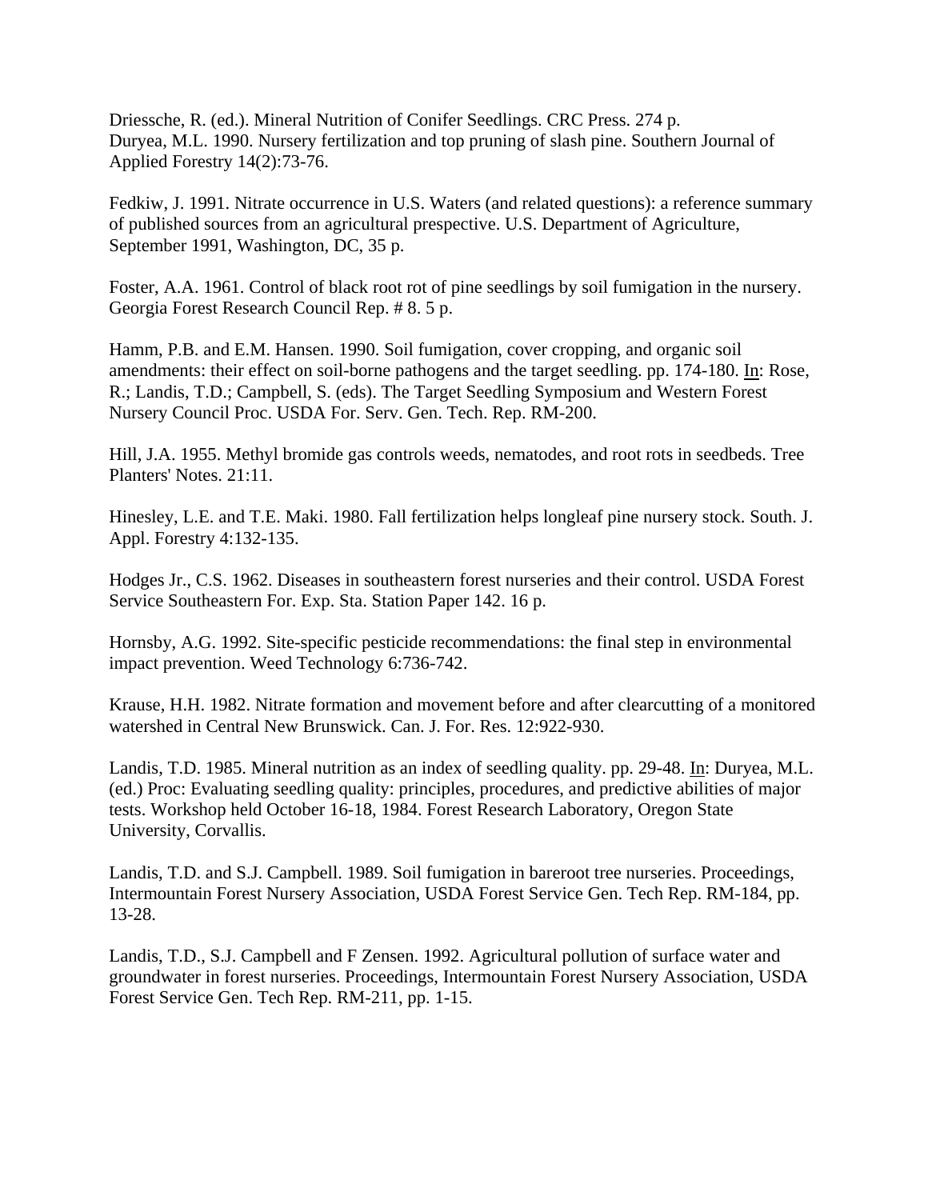Driessche, R. (ed.). Mineral Nutrition of Conifer Seedlings. CRC Press. 274 p.
Duryea, M.L. 1990. Nursery fertilization and top pruning of slash pine. Southern Journal of Applied Forestry 14(2):73-76.

Fedkiw, J. 1991. Nitrate occurrence in U.S. Waters (and related questions): a reference summary of published sources from an agricultural prespective. U.S. Department of Agriculture, September 1991, Washington, DC, 35 p.

Foster, A.A. 1961. Control of black root rot of pine seedlings by soil fumigation in the nursery. Georgia Forest Research Council Rep. # 8. 5 p.

Hamm, P.B. and E.M. Hansen. 1990. Soil fumigation, cover cropping, and organic soil amendments: their effect on soil-borne pathogens and the target seedling. pp. 174-180. In: Rose, R.; Landis, T.D.; Campbell, S. (eds). The Target Seedling Symposium and Western Forest Nursery Council Proc. USDA For. Serv. Gen. Tech. Rep. RM-200.

Hill, J.A. 1955. Methyl bromide gas controls weeds, nematodes, and root rots in seedbeds. Tree Planters' Notes. 21:11.

Hinesley, L.E. and T.E. Maki. 1980. Fall fertilization helps longleaf pine nursery stock. South. J. Appl. Forestry 4:132-135.

Hodges Jr., C.S. 1962. Diseases in southeastern forest nurseries and their control. USDA Forest Service Southeastern For. Exp. Sta. Station Paper 142. 16 p.

Hornsby, A.G. 1992. Site-specific pesticide recommendations: the final step in environmental impact prevention. Weed Technology 6:736-742.

Krause, H.H. 1982. Nitrate formation and movement before and after clearcutting of a monitored watershed in Central New Brunswick. Can. J. For. Res. 12:922-930.

Landis, T.D. 1985. Mineral nutrition as an index of seedling quality. pp. 29-48. In: Duryea, M.L. (ed.) Proc: Evaluating seedling quality: principles, procedures, and predictive abilities of major tests. Workshop held October 16-18, 1984. Forest Research Laboratory, Oregon State University, Corvallis.

Landis, T.D. and S.J. Campbell. 1989. Soil fumigation in bareroot tree nurseries. Proceedings, Intermountain Forest Nursery Association, USDA Forest Service Gen. Tech Rep. RM-184, pp. 13-28.

Landis, T.D., S.J. Campbell and F Zensen. 1992. Agricultural pollution of surface water and groundwater in forest nurseries. Proceedings, Intermountain Forest Nursery Association, USDA Forest Service Gen. Tech Rep. RM-211, pp. 1-15.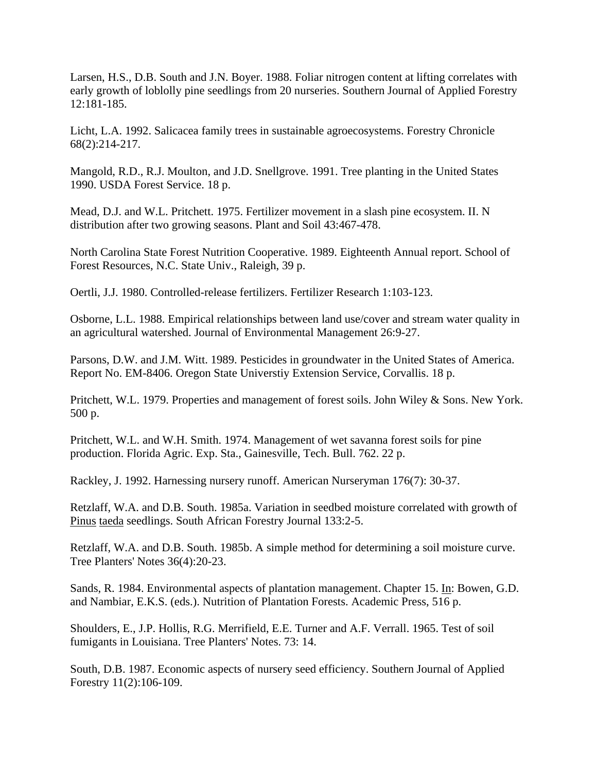Larsen, H.S., D.B. South and J.N. Boyer. 1988. Foliar nitrogen content at lifting correlates with early growth of loblolly pine seedlings from 20 nurseries. Southern Journal of Applied Forestry 12:181-185.

Licht, L.A. 1992. Salicacea family trees in sustainable agroecosystems. Forestry Chronicle 68(2):214-217.

Mangold, R.D., R.J. Moulton, and J.D. Snellgrove. 1991. Tree planting in the United States 1990. USDA Forest Service. 18 p.

Mead, D.J. and W.L. Pritchett. 1975. Fertilizer movement in a slash pine ecosystem. II. N distribution after two growing seasons. Plant and Soil 43:467-478.

North Carolina State Forest Nutrition Cooperative. 1989. Eighteenth Annual report. School of Forest Resources, N.C. State Univ., Raleigh, 39 p.

Oertli, J.J. 1980. Controlled-release fertilizers. Fertilizer Research 1:103-123.

Osborne, L.L. 1988. Empirical relationships between land use/cover and stream water quality in an agricultural watershed. Journal of Environmental Management 26:9-27.

Parsons, D.W. and J.M. Witt. 1989. Pesticides in groundwater in the United States of America. Report No. EM-8406. Oregon State Universtiy Extension Service, Corvallis. 18 p.

Pritchett, W.L. 1979. Properties and management of forest soils. John Wiley & Sons. New York. 500 p.

Pritchett, W.L. and W.H. Smith. 1974. Management of wet savanna forest soils for pine production. Florida Agric. Exp. Sta., Gainesville, Tech. Bull. 762. 22 p.

Rackley, J. 1992. Harnessing nursery runoff. American Nurseryman 176(7): 30-37.

Retzlaff, W.A. and D.B. South. 1985a. Variation in seedbed moisture correlated with growth of Pinus taeda seedlings. South African Forestry Journal 133:2-5.

Retzlaff, W.A. and D.B. South. 1985b. A simple method for determining a soil moisture curve. Tree Planters' Notes 36(4):20-23.

Sands, R. 1984. Environmental aspects of plantation management. Chapter 15. In: Bowen, G.D. and Nambiar, E.K.S. (eds.). Nutrition of Plantation Forests. Academic Press, 516 p.

Shoulders, E., J.P. Hollis, R.G. Merrifield, E.E. Turner and A.F. Verrall. 1965. Test of soil fumigants in Louisiana. Tree Planters' Notes. 73: 14.

South, D.B. 1987. Economic aspects of nursery seed efficiency. Southern Journal of Applied Forestry 11(2):106-109.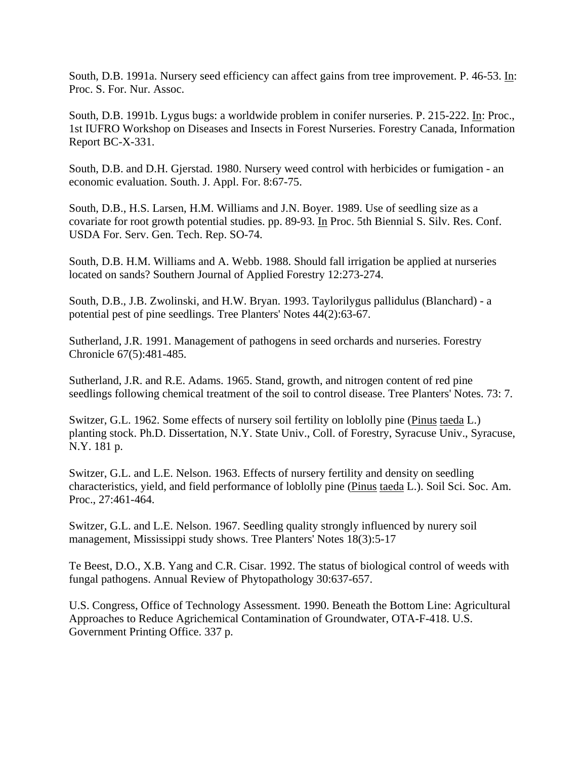South, D.B. 1991a. Nursery seed efficiency can affect gains from tree improvement. P. 46-53. In: Proc. S. For. Nur. Assoc.

South, D.B. 1991b. Lygus bugs: a worldwide problem in conifer nurseries. P. 215-222. In: Proc., 1st IUFRO Workshop on Diseases and Insects in Forest Nurseries. Forestry Canada, Information Report BC-X-331.

South, D.B. and D.H. Gjerstad. 1980. Nursery weed control with herbicides or fumigation - an economic evaluation. South. J. Appl. For. 8:67-75.

South, D.B., H.S. Larsen, H.M. Williams and J.N. Boyer. 1989. Use of seedling size as a covariate for root growth potential studies. pp. 89-93. In Proc. 5th Biennial S. Silv. Res. Conf. USDA For. Serv. Gen. Tech. Rep. SO-74.

South, D.B. H.M. Williams and A. Webb. 1988. Should fall irrigation be applied at nurseries located on sands? Southern Journal of Applied Forestry 12:273-274.

South, D.B., J.B. Zwolinski, and H.W. Bryan. 1993. Taylorilygus pallidulus (Blanchard) - a potential pest of pine seedlings. Tree Planters' Notes 44(2):63-67.

Sutherland, J.R. 1991. Management of pathogens in seed orchards and nurseries. Forestry Chronicle 67(5):481-485.

Sutherland, J.R. and R.E. Adams. 1965. Stand, growth, and nitrogen content of red pine seedlings following chemical treatment of the soil to control disease. Tree Planters' Notes. 73: 7.

Switzer, G.L. 1962. Some effects of nursery soil fertility on loblolly pine (Pinus taeda L.) planting stock. Ph.D. Dissertation, N.Y. State Univ., Coll. of Forestry, Syracuse Univ., Syracuse, N.Y. 181 p.

Switzer, G.L. and L.E. Nelson. 1963. Effects of nursery fertility and density on seedling characteristics, yield, and field performance of loblolly pine (Pinus taeda L.). Soil Sci. Soc. Am. Proc., 27:461-464.

Switzer, G.L. and L.E. Nelson. 1967. Seedling quality strongly influenced by nurery soil management, Mississippi study shows. Tree Planters' Notes 18(3):5-17

Te Beest, D.O., X.B. Yang and C.R. Cisar. 1992. The status of biological control of weeds with fungal pathogens. Annual Review of Phytopathology 30:637-657.

U.S. Congress, Office of Technology Assessment. 1990. Beneath the Bottom Line: Agricultural Approaches to Reduce Agrichemical Contamination of Groundwater, OTA-F-418. U.S. Government Printing Office. 337 p.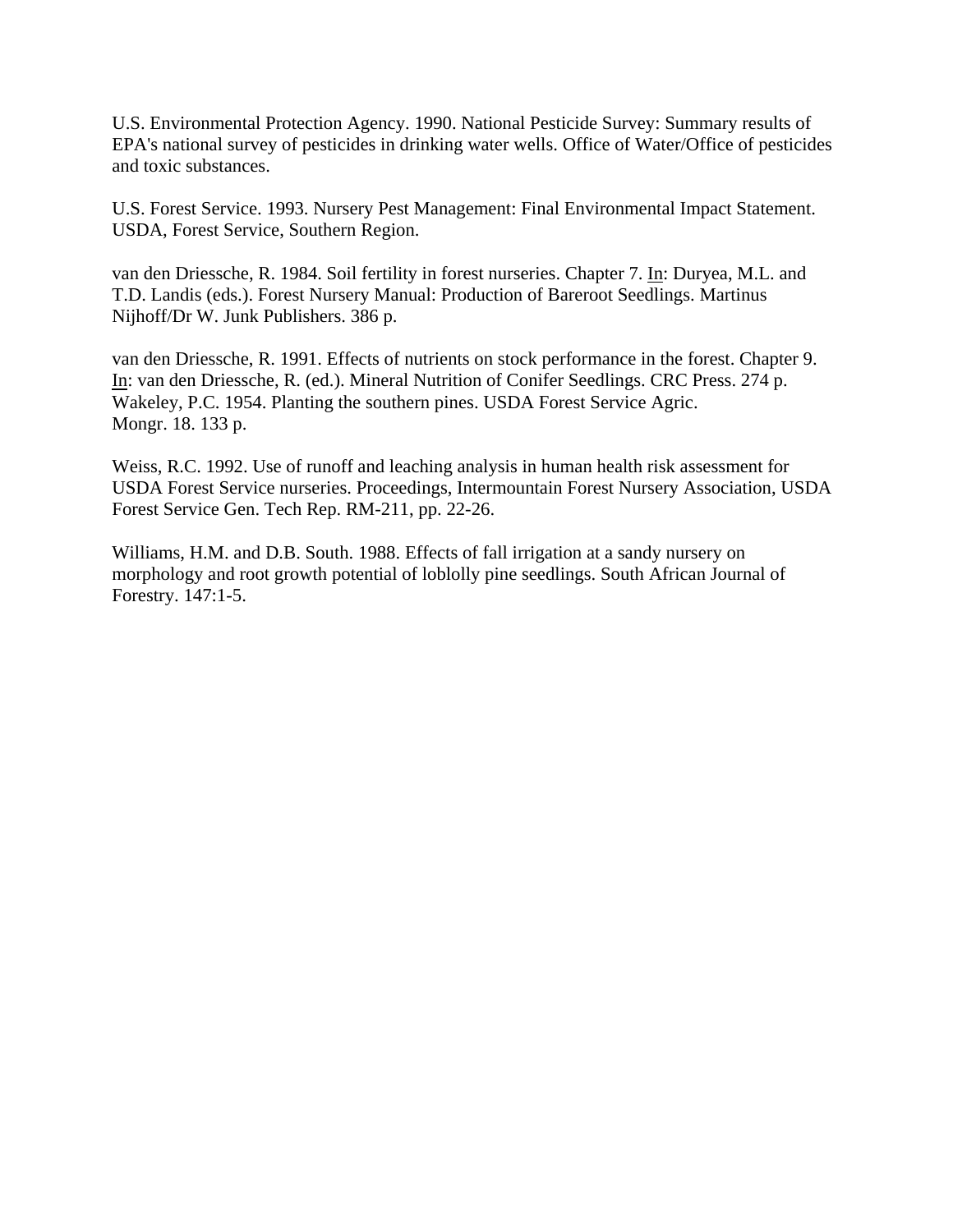U.S. Environmental Protection Agency. 1990. National Pesticide Survey: Summary results of EPA's national survey of pesticides in drinking water wells. Office of Water/Office of pesticides and toxic substances.

U.S. Forest Service. 1993. Nursery Pest Management: Final Environmental Impact Statement. USDA, Forest Service, Southern Region.

van den Driessche, R. 1984. Soil fertility in forest nurseries. Chapter 7. In: Duryea, M.L. and T.D. Landis (eds.). Forest Nursery Manual: Production of Bareroot Seedlings. Martinus Nijhoff/Dr W. Junk Publishers. 386 p.

van den Driessche, R. 1991. Effects of nutrients on stock performance in the forest. Chapter 9. In: van den Driessche, R. (ed.). Mineral Nutrition of Conifer Seedlings. CRC Press. 274 p.
Wakeley, P.C. 1954. Planting the southern pines. USDA Forest Service Agric. Mongr. 18. 133 p.

Weiss, R.C. 1992. Use of runoff and leaching analysis in human health risk assessment for USDA Forest Service nurseries. Proceedings, Intermountain Forest Nursery Association, USDA Forest Service Gen. Tech Rep. RM-211, pp. 22-26.

Williams, H.M. and D.B. South. 1988. Effects of fall irrigation at a sandy nursery on morphology and root growth potential of loblolly pine seedlings. South African Journal of Forestry. 147:1-5.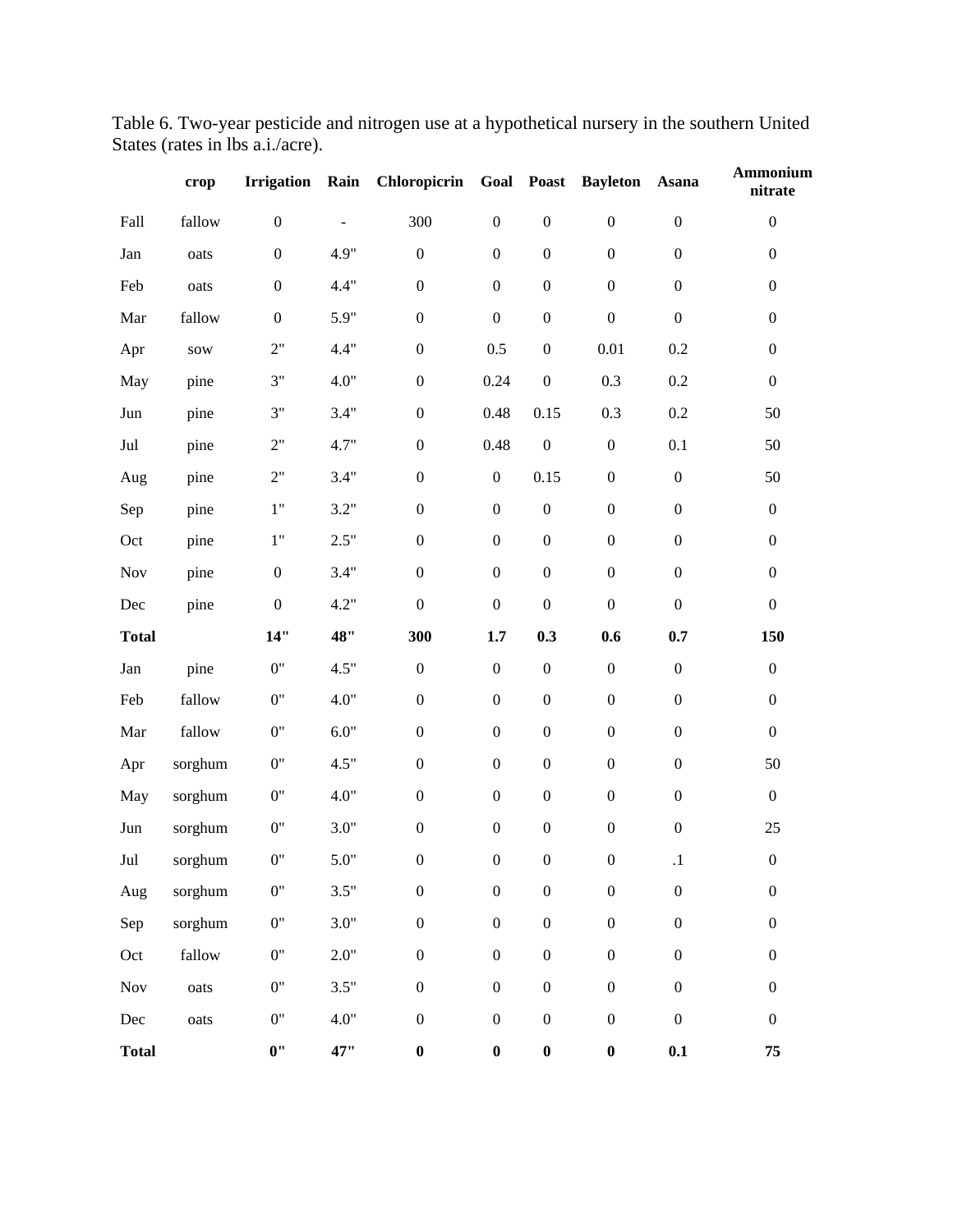Table 6. Two-year pesticide and nitrogen use at a hypothetical nursery in the southern United States (rates in lbs a.i./acre).

| | crop | Irrigation | Rain | Chloropicrin | Goal | Poast | Bayleton | Asana | Ammonium nitrate |
|---|---|---|---|---|---|---|---|---|---|
| Fall | fallow | 0 | - | 300 | 0 | 0 | 0 | 0 | 0 |
| Jan | oats | 0 | 4.9" | 0 | 0 | 0 | 0 | 0 | 0 |
| Feb | oats | 0 | 4.4" | 0 | 0 | 0 | 0 | 0 | 0 |
| Mar | fallow | 0 | 5.9" | 0 | 0 | 0 | 0 | 0 | 0 |
| Apr | sow | 2" | 4.4" | 0 | 0.5 | 0 | 0.01 | 0.2 | 0 |
| May | pine | 3" | 4.0" | 0 | 0.24 | 0 | 0.3 | 0.2 | 0 |
| Jun | pine | 3" | 3.4" | 0 | 0.48 | 0.15 | 0.3 | 0.2 | 50 |
| Jul | pine | 2" | 4.7" | 0 | 0.48 | 0 | 0 | 0.1 | 50 |
| Aug | pine | 2" | 3.4" | 0 | 0 | 0.15 | 0 | 0 | 50 |
| Sep | pine | 1" | 3.2" | 0 | 0 | 0 | 0 | 0 | 0 |
| Oct | pine | 1" | 2.5" | 0 | 0 | 0 | 0 | 0 | 0 |
| Nov | pine | 0 | 3.4" | 0 | 0 | 0 | 0 | 0 | 0 |
| Dec | pine | 0 | 4.2" | 0 | 0 | 0 | 0 | 0 | 0 |
| **Total** | | **14"** | **48"** | **300** | **1.7** | **0.3** | **0.6** | **0.7** | **150** |
| Jan | pine | 0" | 4.5" | 0 | 0 | 0 | 0 | 0 | 0 |
| Feb | fallow | 0" | 4.0" | 0 | 0 | 0 | 0 | 0 | 0 |
| Mar | fallow | 0" | 6.0" | 0 | 0 | 0 | 0 | 0 | 0 |
| Apr | sorghum | 0" | 4.5" | 0 | 0 | 0 | 0 | 0 | 50 |
| May | sorghum | 0" | 4.0" | 0 | 0 | 0 | 0 | 0 | 0 |
| Jun | sorghum | 0" | 3.0" | 0 | 0 | 0 | 0 | 0 | 25 |
| Jul | sorghum | 0" | 5.0" | 0 | 0 | 0 | 0 | .1 | 0 |
| Aug | sorghum | 0" | 3.5" | 0 | 0 | 0 | 0 | 0 | 0 |
| Sep | sorghum | 0" | 3.0" | 0 | 0 | 0 | 0 | 0 | 0 |
| Oct | fallow | 0" | 2.0" | 0 | 0 | 0 | 0 | 0 | 0 |
| Nov | oats | 0" | 3.5" | 0 | 0 | 0 | 0 | 0 | 0 |
| Dec | oats | 0" | 4.0" | 0 | 0 | 0 | 0 | 0 | 0 |
| **Total** | | **0"** | **47"** | **0** | **0** | **0** | **0** | **0.1** | **75** |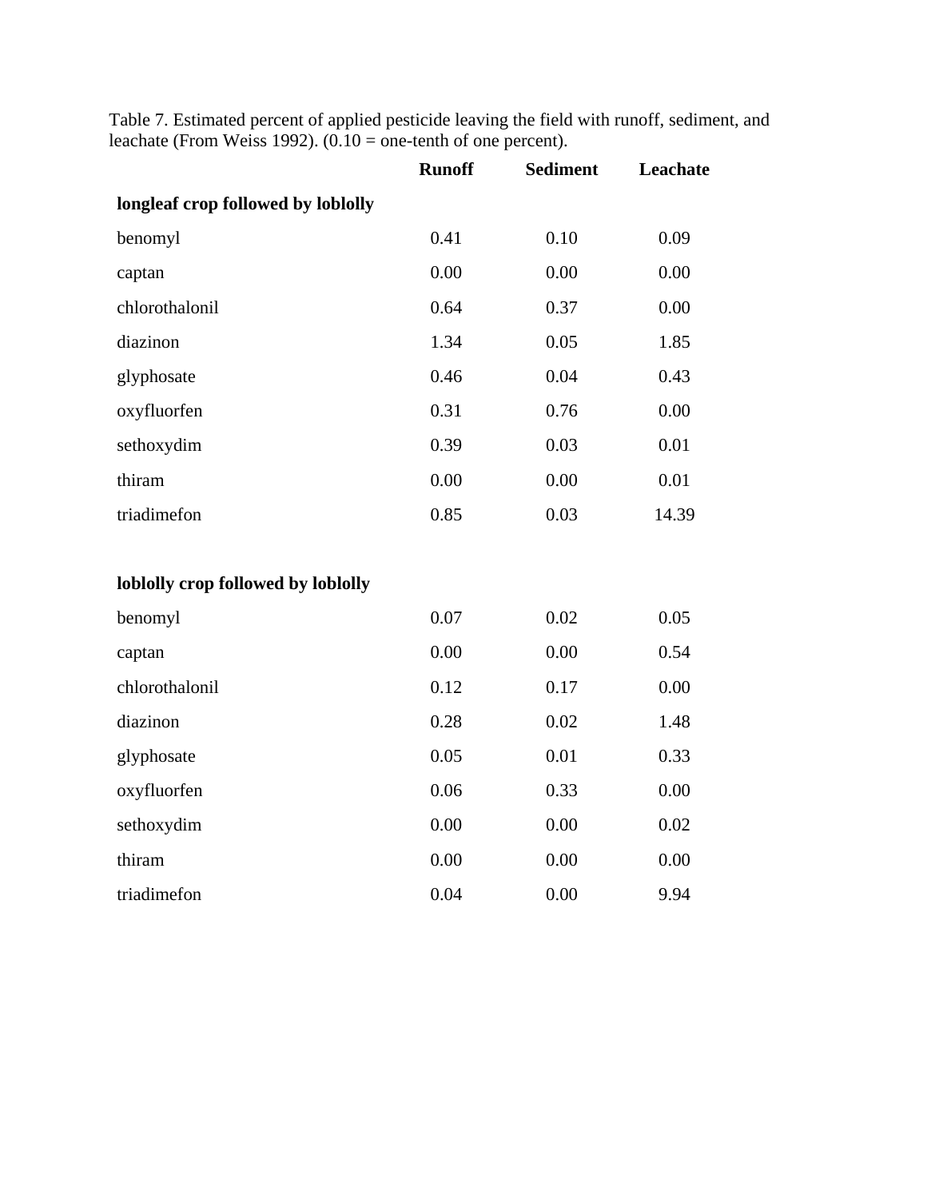Table 7. Estimated percent of applied pesticide leaving the field with runoff, sediment, and leachate (From Weiss 1992). (0.10 = one-tenth of one percent).

| | Runoff | Sediment | Leachate |
|---|---|---|---|
| **longleaf crop followed by loblolly** | | | |
| benomyl | 0.41 | 0.10 | 0.09 |
| captan | 0.00 | 0.00 | 0.00 |
| chlorothalonil | 0.64 | 0.37 | 0.00 |
| diazinon | 1.34 | 0.05 | 1.85 |
| glyphosate | 0.46 | 0.04 | 0.43 |
| oxyfluorfen | 0.31 | 0.76 | 0.00 |
| sethoxydim | 0.39 | 0.03 | 0.01 |
| thiram | 0.00 | 0.00 | 0.01 |
| triadimefon | 0.85 | 0.03 | 14.39 |
| **loblolly crop followed by loblolly** | | | |
| benomyl | 0.07 | 0.02 | 0.05 |
| captan | 0.00 | 0.00 | 0.54 |
| chlorothalonil | 0.12 | 0.17 | 0.00 |
| diazinon | 0.28 | 0.02 | 1.48 |
| glyphosate | 0.05 | 0.01 | 0.33 |
| oxyfluorfen | 0.06 | 0.33 | 0.00 |
| sethoxydim | 0.00 | 0.00 | 0.02 |
| thiram | 0.00 | 0.00 | 0.00 |
| triadimefon | 0.04 | 0.00 | 9.94 |